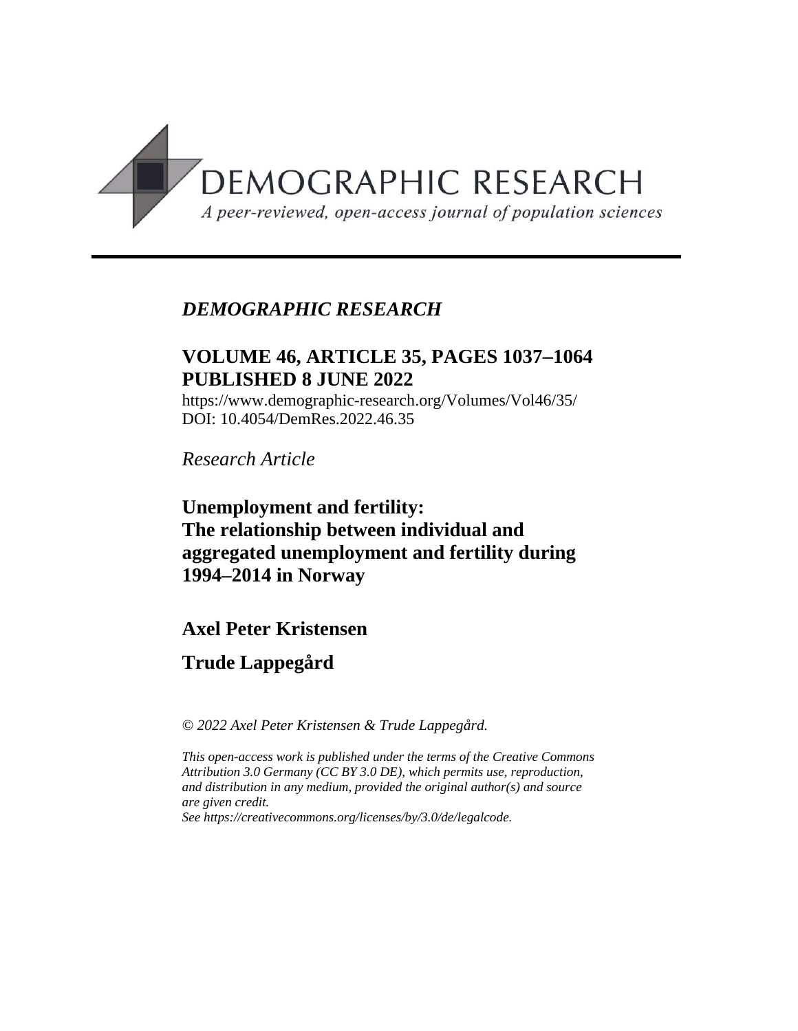DEMOGRAPHIC RESEARCH

*A peer-reviewed, open-access journal of population sciences*

*DEMOGRAPHIC RESEARCH*

**VOLUME 46, ARTICLE 35, PAGES 1037–1064**
**PUBLISHED 8 JUNE 2022**

https://www.demographic-research.org/Volumes/Vol46/35/
DOI: 10.4054/DemRes.2022.46.35

*Research Article*

# Unemployment and fertility: The relationship between individual and aggregated unemployment and fertility during 1994–2014 in Norway

**Axel Peter Kristensen**

**Trude Lappegård**

*© 2022 Axel Peter Kristensen & Trude Lappegård.*

*This open-access work is published under the terms of the Creative Commons Attribution 3.0 Germany (CC BY 3.0 DE), which permits use, reproduction, and distribution in any medium, provided the original author(s) and source are given credit.*
*See https://creativecommons.org/licenses/by/3.0/de/legalcode.*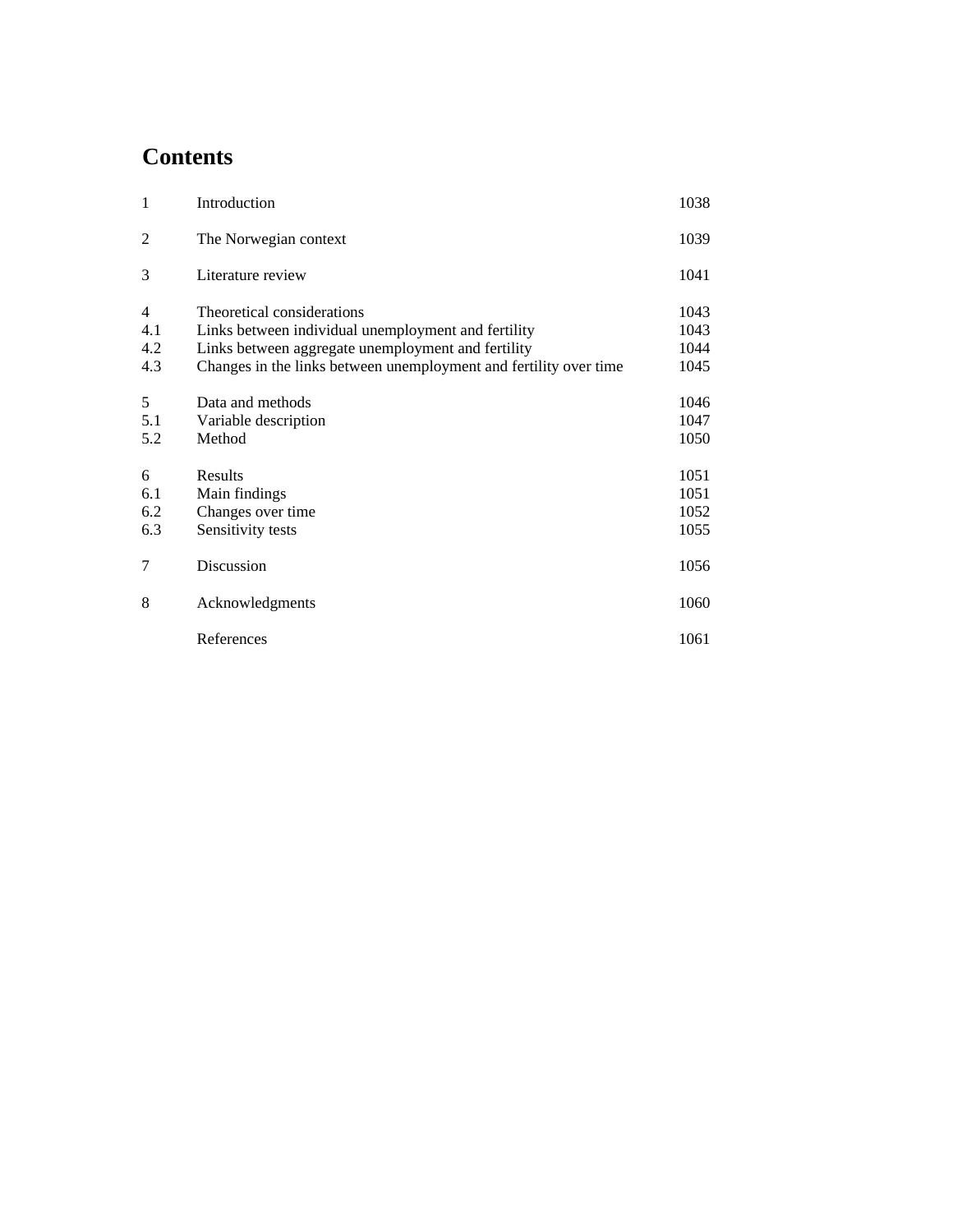# Contents

| | | |
|---|---|---|
| 1 | Introduction | 1038 |
| 2 | The Norwegian context | 1039 |
| 3 | Literature review | 1041 |
| 4 | Theoretical considerations | 1043 |
| 4.1 | Links between individual unemployment and fertility | 1043 |
| 4.2 | Links between aggregate unemployment and fertility | 1044 |
| 4.3 | Changes in the links between unemployment and fertility over time | 1045 |
| 5 | Data and methods | 1046 |
| 5.1 | Variable description | 1047 |
| 5.2 | Method | 1050 |
| 6 | Results | 1051 |
| 6.1 | Main findings | 1051 |
| 6.2 | Changes over time | 1052 |
| 6.3 | Sensitivity tests | 1055 |
| 7 | Discussion | 1056 |
| 8 | Acknowledgments | 1060 |
| | References | 1061 |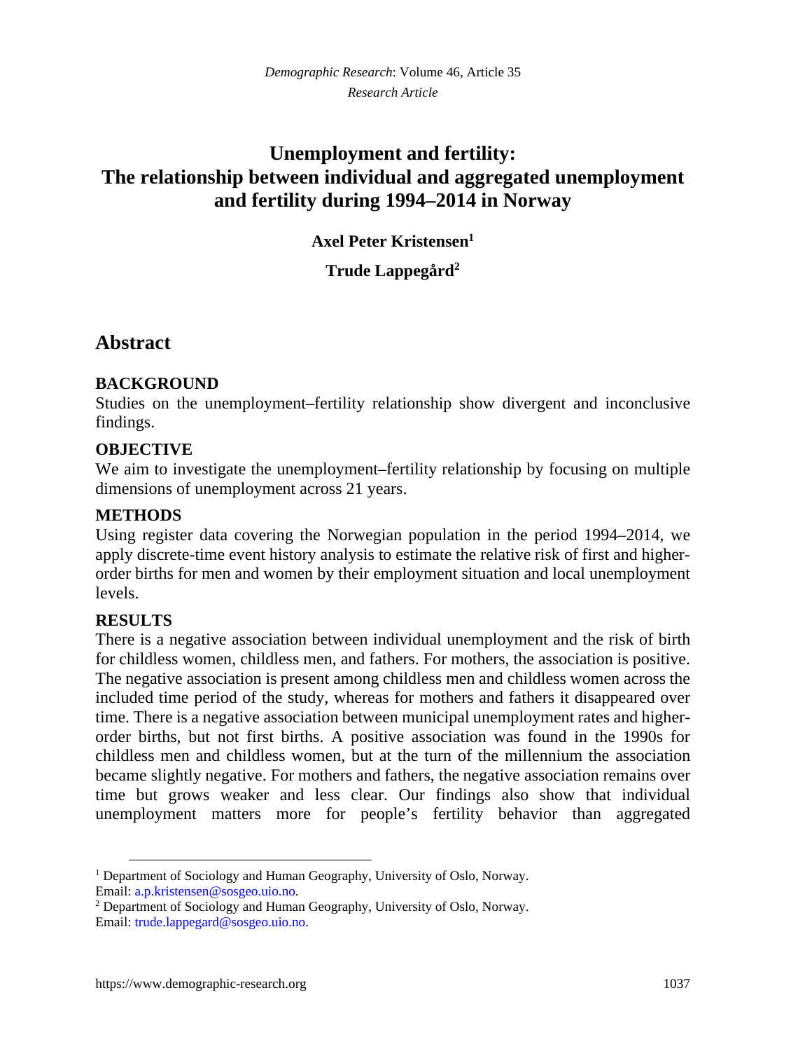*Demographic Research*: Volume 46, Article 35
*Research Article*

# Unemployment and fertility: The relationship between individual and aggregated unemployment and fertility during 1994–2014 in Norway

**Axel Peter Kristensen**[1]

**Trude Lappegård**[2]

## Abstract

### BACKGROUND

Studies on the unemployment–fertility relationship show divergent and inconclusive findings.

### OBJECTIVE

We aim to investigate the unemployment–fertility relationship by focusing on multiple dimensions of unemployment across 21 years.

### METHODS

Using register data covering the Norwegian population in the period 1994–2014, we apply discrete-time event history analysis to estimate the relative risk of first and higher-order births for men and women by their employment situation and local unemployment levels.

### RESULTS

There is a negative association between individual unemployment and the risk of birth for childless women, childless men, and fathers. For mothers, the association is positive. The negative association is present among childless men and childless women across the included time period of the study, whereas for mothers and fathers it disappeared over time. There is a negative association between municipal unemployment rates and higher-order births, but not first births. A positive association was found in the 1990s for childless men and childless women, but at the turn of the millennium the association became slightly negative. For mothers and fathers, the negative association remains over time but grows weaker and less clear. Our findings also show that individual unemployment matters more for people's fertility behavior than aggregated

---

[1] Department of Sociology and Human Geography, University of Oslo, Norway. Email: a.p.kristensen@sosgeo.uio.no.

[2] Department of Sociology and Human Geography, University of Oslo, Norway. Email: trude.lappegard@sosgeo.uio.no.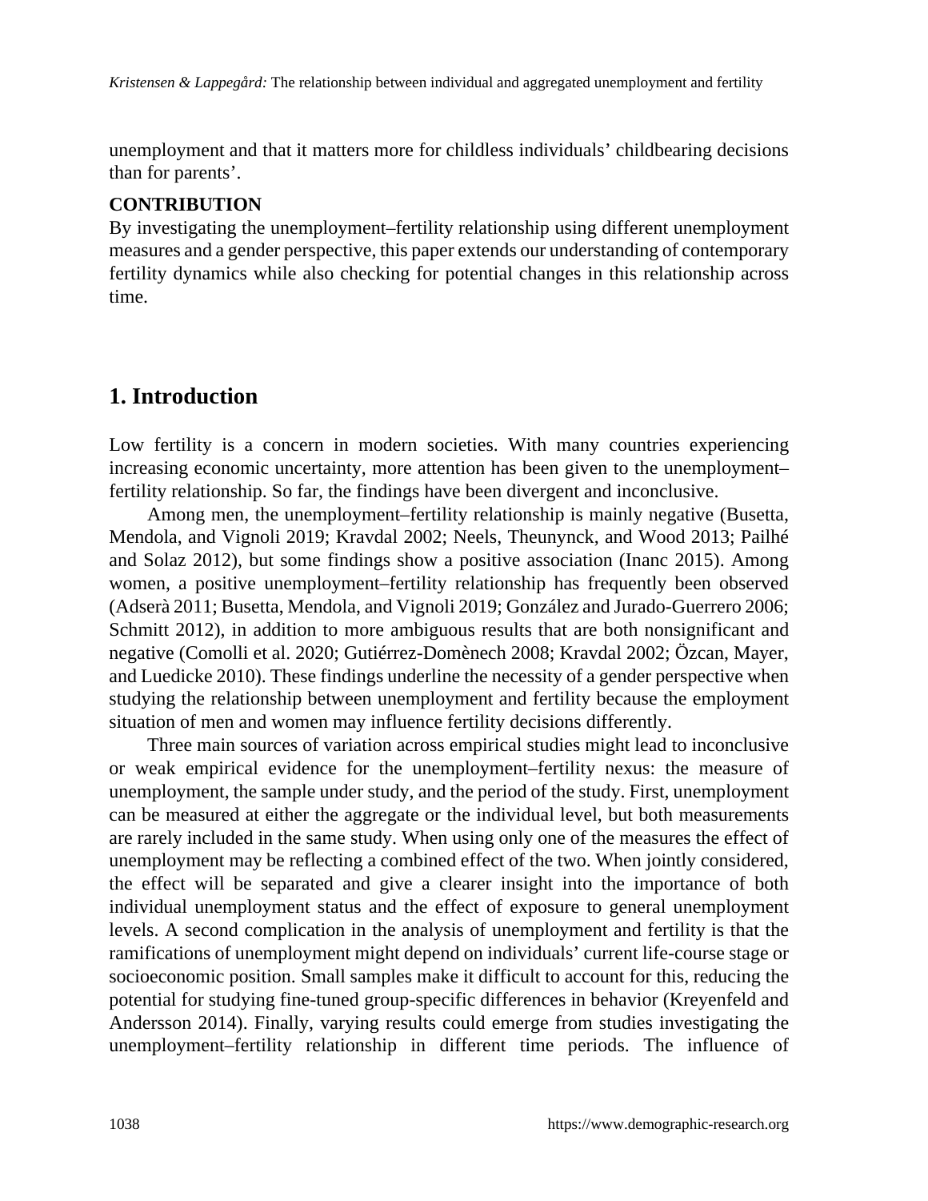unemployment and that it matters more for childless individuals' childbearing decisions than for parents'.

**CONTRIBUTION**

By investigating the unemployment–fertility relationship using different unemployment measures and a gender perspective, this paper extends our understanding of contemporary fertility dynamics while also checking for potential changes in this relationship across time.

## 1. Introduction

Low fertility is a concern in modern societies. With many countries experiencing increasing economic uncertainty, more attention has been given to the unemployment–fertility relationship. So far, the findings have been divergent and inconclusive.

Among men, the unemployment–fertility relationship is mainly negative (Busetta, Mendola, and Vignoli 2019; Kravdal 2002; Neels, Theunynck, and Wood 2013; Pailhé and Solaz 2012), but some findings show a positive association (Inanc 2015). Among women, a positive unemployment–fertility relationship has frequently been observed (Adserà 2011; Busetta, Mendola, and Vignoli 2019; González and Jurado-Guerrero 2006; Schmitt 2012), in addition to more ambiguous results that are both nonsignificant and negative (Comolli et al. 2020; Gutiérrez-Domènech 2008; Kravdal 2002; Özcan, Mayer, and Luedicke 2010). These findings underline the necessity of a gender perspective when studying the relationship between unemployment and fertility because the employment situation of men and women may influence fertility decisions differently.

Three main sources of variation across empirical studies might lead to inconclusive or weak empirical evidence for the unemployment–fertility nexus: the measure of unemployment, the sample under study, and the period of the study. First, unemployment can be measured at either the aggregate or the individual level, but both measurements are rarely included in the same study. When using only one of the measures the effect of unemployment may be reflecting a combined effect of the two. When jointly considered, the effect will be separated and give a clearer insight into the importance of both individual unemployment status and the effect of exposure to general unemployment levels. A second complication in the analysis of unemployment and fertility is that the ramifications of unemployment might depend on individuals' current life-course stage or socioeconomic position. Small samples make it difficult to account for this, reducing the potential for studying fine-tuned group-specific differences in behavior (Kreyenfeld and Andersson 2014). Finally, varying results could emerge from studies investigating the unemployment–fertility relationship in different time periods. The influence of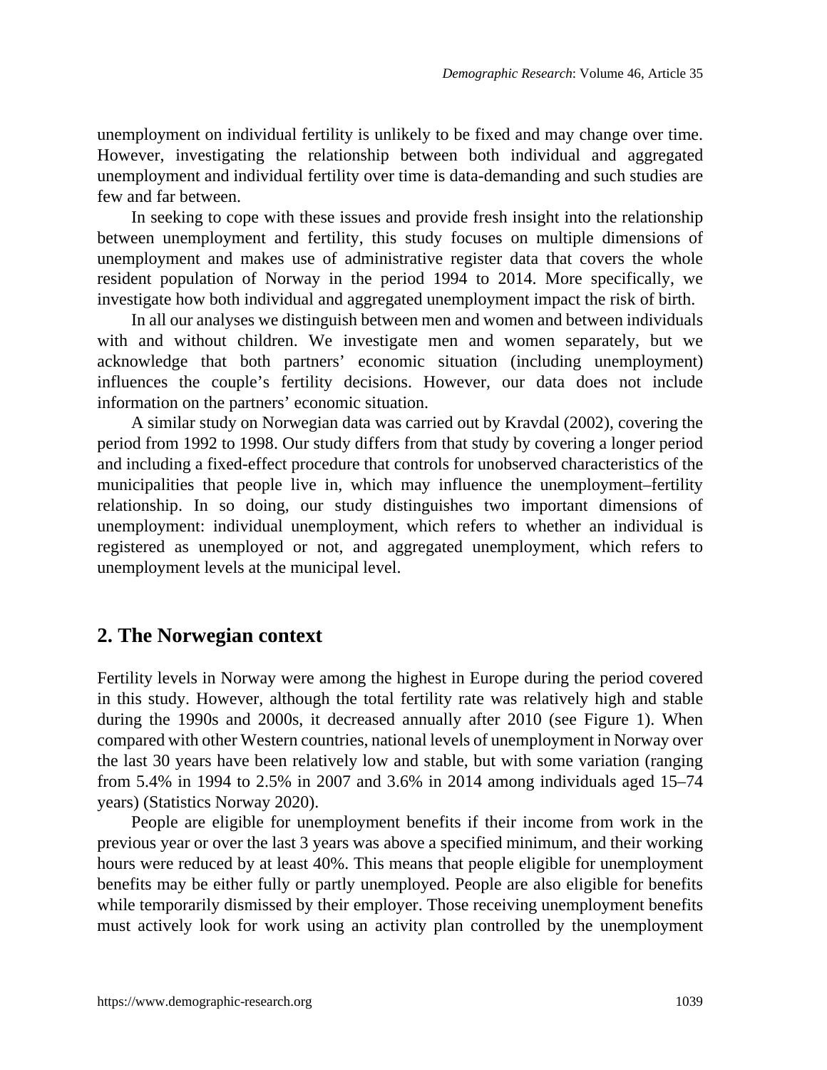unemployment on individual fertility is unlikely to be fixed and may change over time. However, investigating the relationship between both individual and aggregated unemployment and individual fertility over time is data-demanding and such studies are few and far between.

In seeking to cope with these issues and provide fresh insight into the relationship between unemployment and fertility, this study focuses on multiple dimensions of unemployment and makes use of administrative register data that covers the whole resident population of Norway in the period 1994 to 2014. More specifically, we investigate how both individual and aggregated unemployment impact the risk of birth.

In all our analyses we distinguish between men and women and between individuals with and without children. We investigate men and women separately, but we acknowledge that both partners' economic situation (including unemployment) influences the couple's fertility decisions. However, our data does not include information on the partners' economic situation.

A similar study on Norwegian data was carried out by Kravdal (2002), covering the period from 1992 to 1998. Our study differs from that study by covering a longer period and including a fixed-effect procedure that controls for unobserved characteristics of the municipalities that people live in, which may influence the unemployment–fertility relationship. In so doing, our study distinguishes two important dimensions of unemployment: individual unemployment, which refers to whether an individual is registered as unemployed or not, and aggregated unemployment, which refers to unemployment levels at the municipal level.

## 2. The Norwegian context

Fertility levels in Norway were among the highest in Europe during the period covered in this study. However, although the total fertility rate was relatively high and stable during the 1990s and 2000s, it decreased annually after 2010 (see Figure 1). When compared with other Western countries, national levels of unemployment in Norway over the last 30 years have been relatively low and stable, but with some variation (ranging from 5.4% in 1994 to 2.5% in 2007 and 3.6% in 2014 among individuals aged 15–74 years) (Statistics Norway 2020).

People are eligible for unemployment benefits if their income from work in the previous year or over the last 3 years was above a specified minimum, and their working hours were reduced by at least 40%. This means that people eligible for unemployment benefits may be either fully or partly unemployed. People are also eligible for benefits while temporarily dismissed by their employer. Those receiving unemployment benefits must actively look for work using an activity plan controlled by the unemployment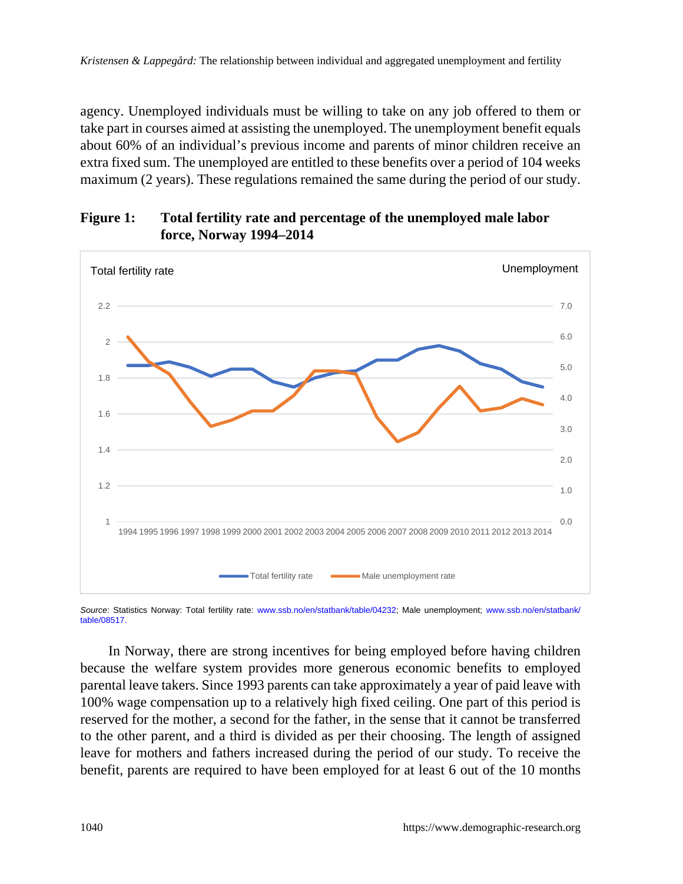agency. Unemployed individuals must be willing to take on any job offered to them or take part in courses aimed at assisting the unemployed. The unemployment benefit equals about 60% of an individual's previous income and parents of minor children receive an extra fixed sum. The unemployed are entitled to these benefits over a period of 104 weeks maximum (2 years). These regulations remained the same during the period of our study.

**Figure 1: Total fertility rate and percentage of the unemployed male labor force, Norway 1994–2014**

*Source*: Statistics Norway: Total fertility rate: www.ssb.no/en/statbank/table/04232; Male unemployment; www.ssb.no/en/statbank/table/08517.

In Norway, there are strong incentives for being employed before having children because the welfare system provides more generous economic benefits to employed parental leave takers. Since 1993 parents can take approximately a year of paid leave with 100% wage compensation up to a relatively high fixed ceiling. One part of this period is reserved for the mother, a second for the father, in the sense that it cannot be transferred to the other parent, and a third is divided as per their choosing. The length of assigned leave for mothers and fathers increased during the period of our study. To receive the benefit, parents are required to have been employed for at least 6 out of the 10 months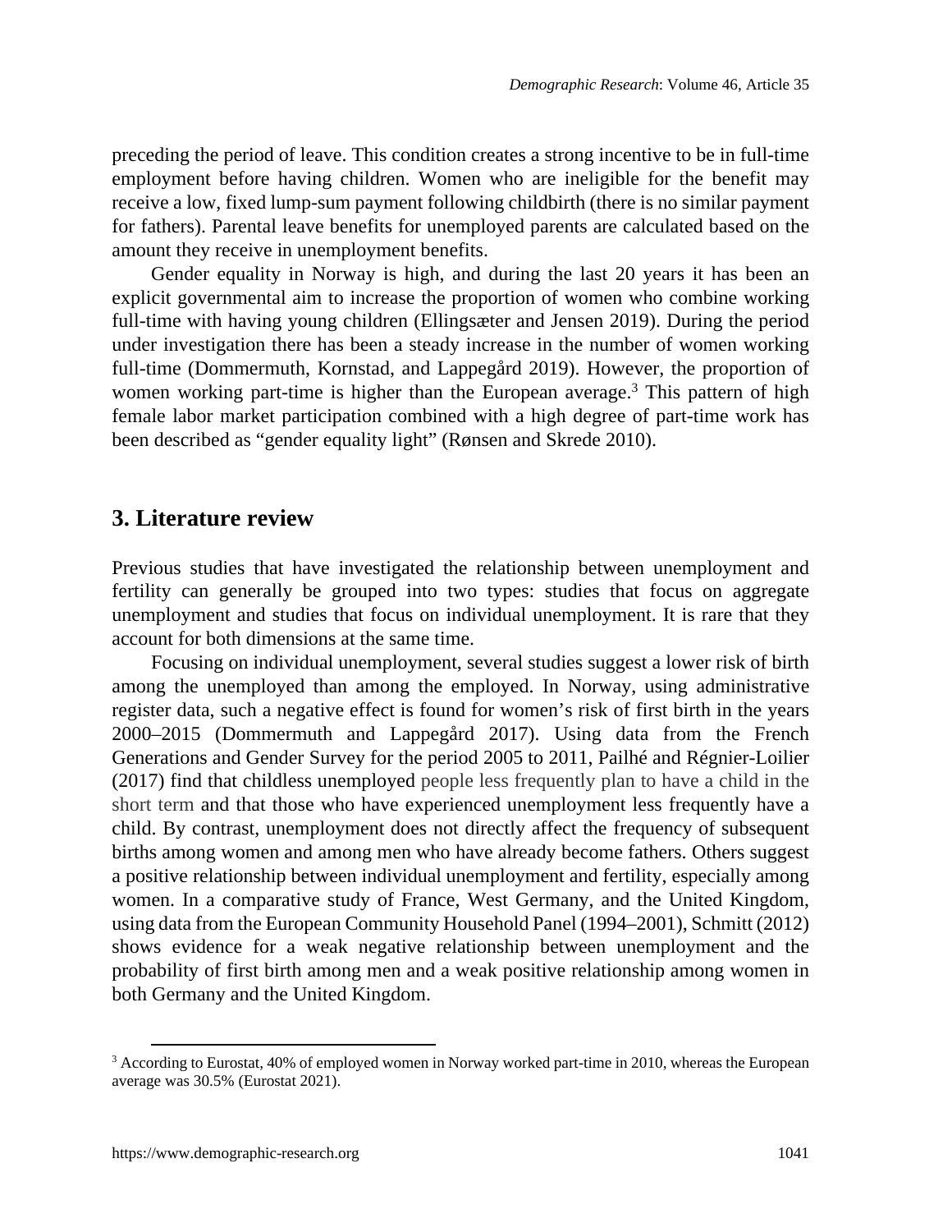preceding the period of leave. This condition creates a strong incentive to be in full-time employment before having children. Women who are ineligible for the benefit may receive a low, fixed lump-sum payment following childbirth (there is no similar payment for fathers). Parental leave benefits for unemployed parents are calculated based on the amount they receive in unemployment benefits.

Gender equality in Norway is high, and during the last 20 years it has been an explicit governmental aim to increase the proportion of women who combine working full-time with having young children (Ellingsæter and Jensen 2019). During the period under investigation there has been a steady increase in the number of women working full-time (Dommermuth, Kornstad, and Lappegård 2019). However, the proportion of women working part-time is higher than the European average.[3] This pattern of high female labor market participation combined with a high degree of part-time work has been described as "gender equality light" (Rønsen and Skrede 2010).

## 3. Literature review

Previous studies that have investigated the relationship between unemployment and fertility can generally be grouped into two types: studies that focus on aggregate unemployment and studies that focus on individual unemployment. It is rare that they account for both dimensions at the same time.

Focusing on individual unemployment, several studies suggest a lower risk of birth among the unemployed than among the employed. In Norway, using administrative register data, such a negative effect is found for women's risk of first birth in the years 2000–2015 (Dommermuth and Lappegård 2017). Using data from the French Generations and Gender Survey for the period 2005 to 2011, Pailhé and Régnier-Loilier (2017) find that childless unemployed people less frequently plan to have a child in the short term and that those who have experienced unemployment less frequently have a child. By contrast, unemployment does not directly affect the frequency of subsequent births among women and among men who have already become fathers. Others suggest a positive relationship between individual unemployment and fertility, especially among women. In a comparative study of France, West Germany, and the United Kingdom, using data from the European Community Household Panel (1994–2001), Schmitt (2012) shows evidence for a weak negative relationship between unemployment and the probability of first birth among men and a weak positive relationship among women in both Germany and the United Kingdom.

[3] According to Eurostat, 40% of employed women in Norway worked part-time in 2010, whereas the European average was 30.5% (Eurostat 2021).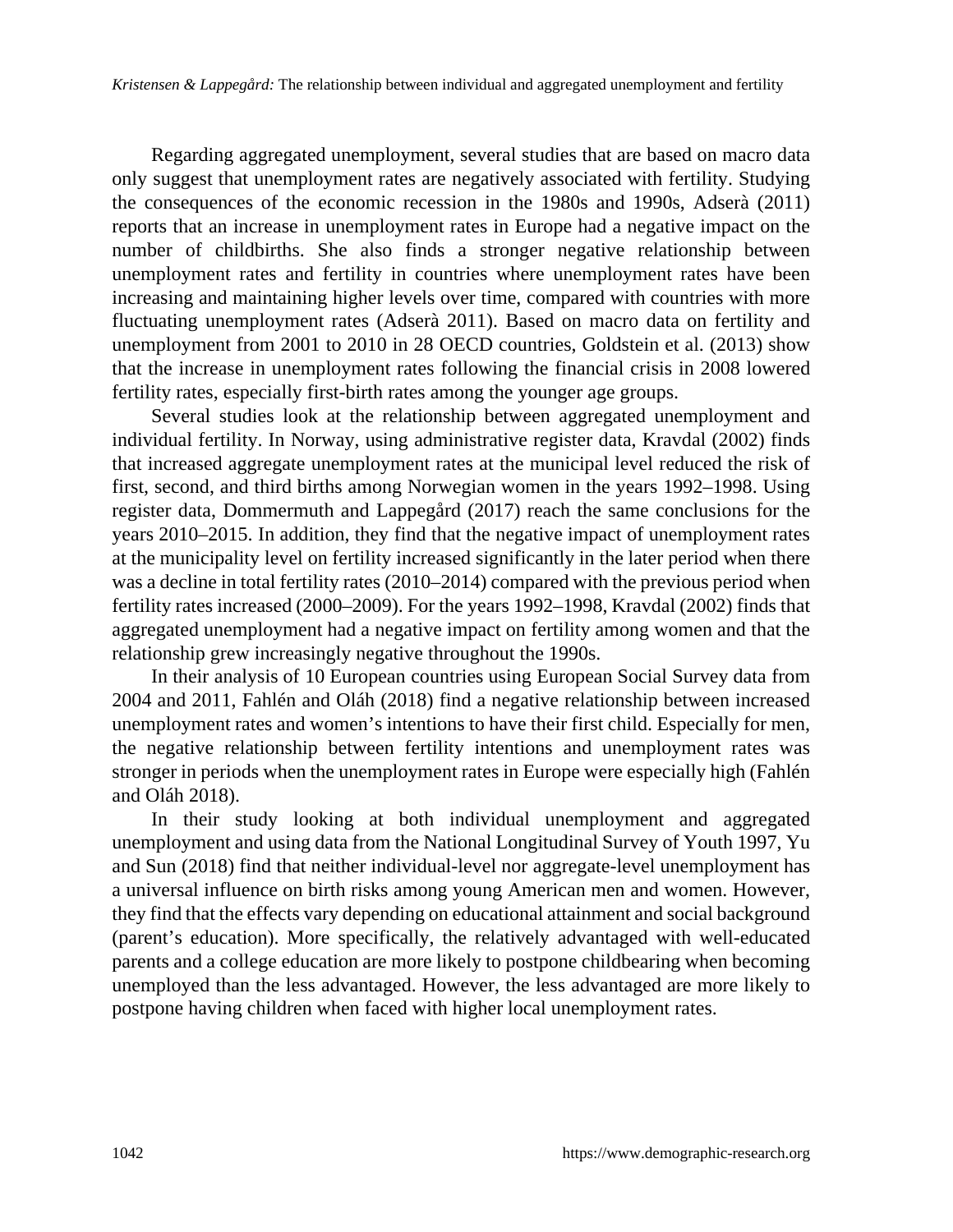Regarding aggregated unemployment, several studies that are based on macro data only suggest that unemployment rates are negatively associated with fertility. Studying the consequences of the economic recession in the 1980s and 1990s, Adserà (2011) reports that an increase in unemployment rates in Europe had a negative impact on the number of childbirths. She also finds a stronger negative relationship between unemployment rates and fertility in countries where unemployment rates have been increasing and maintaining higher levels over time, compared with countries with more fluctuating unemployment rates (Adserà 2011). Based on macro data on fertility and unemployment from 2001 to 2010 in 28 OECD countries, Goldstein et al. (2013) show that the increase in unemployment rates following the financial crisis in 2008 lowered fertility rates, especially first-birth rates among the younger age groups.

Several studies look at the relationship between aggregated unemployment and individual fertility. In Norway, using administrative register data, Kravdal (2002) finds that increased aggregate unemployment rates at the municipal level reduced the risk of first, second, and third births among Norwegian women in the years 1992–1998. Using register data, Dommermuth and Lappegård (2017) reach the same conclusions for the years 2010–2015. In addition, they find that the negative impact of unemployment rates at the municipality level on fertility increased significantly in the later period when there was a decline in total fertility rates (2010–2014) compared with the previous period when fertility rates increased (2000–2009). For the years 1992–1998, Kravdal (2002) finds that aggregated unemployment had a negative impact on fertility among women and that the relationship grew increasingly negative throughout the 1990s.

In their analysis of 10 European countries using European Social Survey data from 2004 and 2011, Fahlén and Oláh (2018) find a negative relationship between increased unemployment rates and women's intentions to have their first child. Especially for men, the negative relationship between fertility intentions and unemployment rates was stronger in periods when the unemployment rates in Europe were especially high (Fahlén and Oláh 2018).

In their study looking at both individual unemployment and aggregated unemployment and using data from the National Longitudinal Survey of Youth 1997, Yu and Sun (2018) find that neither individual-level nor aggregate-level unemployment has a universal influence on birth risks among young American men and women. However, they find that the effects vary depending on educational attainment and social background (parent's education). More specifically, the relatively advantaged with well-educated parents and a college education are more likely to postpone childbearing when becoming unemployed than the less advantaged. However, the less advantaged are more likely to postpone having children when faced with higher local unemployment rates.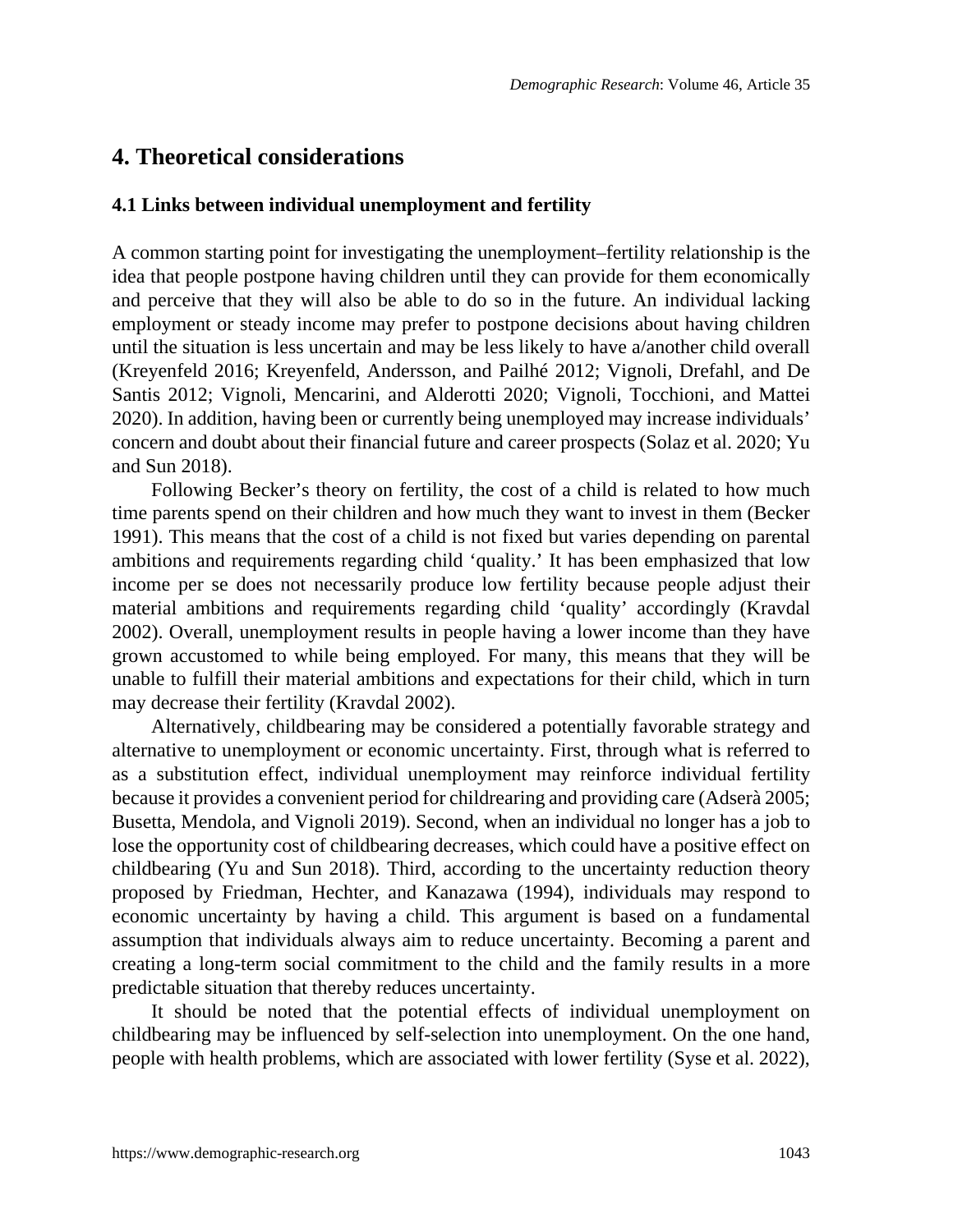## 4. Theoretical considerations

### 4.1 Links between individual unemployment and fertility

A common starting point for investigating the unemployment–fertility relationship is the idea that people postpone having children until they can provide for them economically and perceive that they will also be able to do so in the future. An individual lacking employment or steady income may prefer to postpone decisions about having children until the situation is less uncertain and may be less likely to have a/another child overall (Kreyenfeld 2016; Kreyenfeld, Andersson, and Pailhé 2012; Vignoli, Drefahl, and De Santis 2012; Vignoli, Mencarini, and Alderotti 2020; Vignoli, Tocchioni, and Mattei 2020). In addition, having been or currently being unemployed may increase individuals' concern and doubt about their financial future and career prospects (Solaz et al. 2020; Yu and Sun 2018).

Following Becker's theory on fertility, the cost of a child is related to how much time parents spend on their children and how much they want to invest in them (Becker 1991). This means that the cost of a child is not fixed but varies depending on parental ambitions and requirements regarding child 'quality.' It has been emphasized that low income per se does not necessarily produce low fertility because people adjust their material ambitions and requirements regarding child 'quality' accordingly (Kravdal 2002). Overall, unemployment results in people having a lower income than they have grown accustomed to while being employed. For many, this means that they will be unable to fulfill their material ambitions and expectations for their child, which in turn may decrease their fertility (Kravdal 2002).

Alternatively, childbearing may be considered a potentially favorable strategy and alternative to unemployment or economic uncertainty. First, through what is referred to as a substitution effect, individual unemployment may reinforce individual fertility because it provides a convenient period for childrearing and providing care (Adserà 2005; Busetta, Mendola, and Vignoli 2019). Second, when an individual no longer has a job to lose the opportunity cost of childbearing decreases, which could have a positive effect on childbearing (Yu and Sun 2018). Third, according to the uncertainty reduction theory proposed by Friedman, Hechter, and Kanazawa (1994), individuals may respond to economic uncertainty by having a child. This argument is based on a fundamental assumption that individuals always aim to reduce uncertainty. Becoming a parent and creating a long-term social commitment to the child and the family results in a more predictable situation that thereby reduces uncertainty.

It should be noted that the potential effects of individual unemployment on childbearing may be influenced by self-selection into unemployment. On the one hand, people with health problems, which are associated with lower fertility (Syse et al. 2022),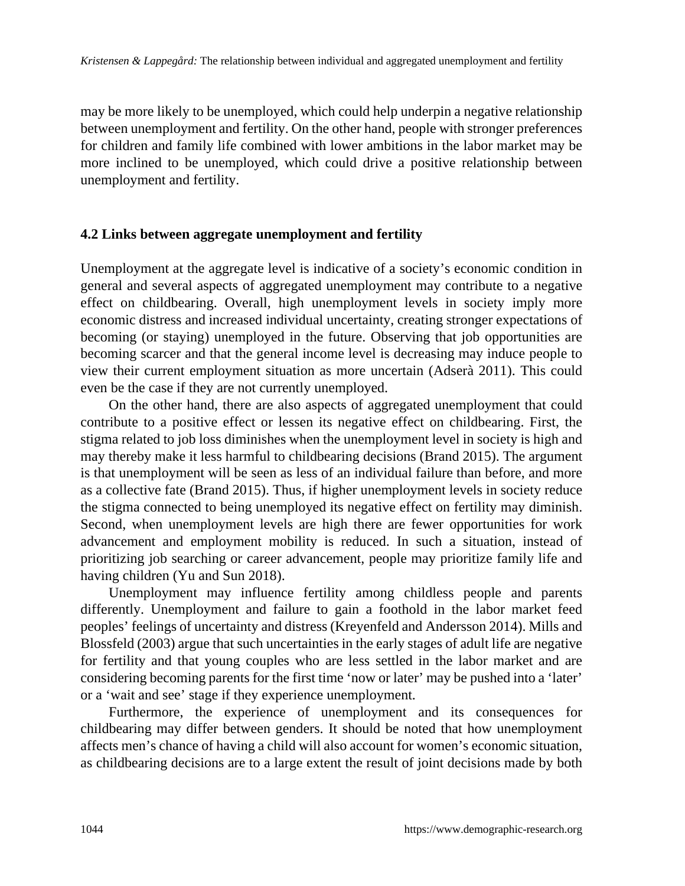may be more likely to be unemployed, which could help underpin a negative relationship between unemployment and fertility. On the other hand, people with stronger preferences for children and family life combined with lower ambitions in the labor market may be more inclined to be unemployed, which could drive a positive relationship between unemployment and fertility.

### 4.2 Links between aggregate unemployment and fertility

Unemployment at the aggregate level is indicative of a society's economic condition in general and several aspects of aggregated unemployment may contribute to a negative effect on childbearing. Overall, high unemployment levels in society imply more economic distress and increased individual uncertainty, creating stronger expectations of becoming (or staying) unemployed in the future. Observing that job opportunities are becoming scarcer and that the general income level is decreasing may induce people to view their current employment situation as more uncertain (Adserà 2011). This could even be the case if they are not currently unemployed.

On the other hand, there are also aspects of aggregated unemployment that could contribute to a positive effect or lessen its negative effect on childbearing. First, the stigma related to job loss diminishes when the unemployment level in society is high and may thereby make it less harmful to childbearing decisions (Brand 2015). The argument is that unemployment will be seen as less of an individual failure than before, and more as a collective fate (Brand 2015). Thus, if higher unemployment levels in society reduce the stigma connected to being unemployed its negative effect on fertility may diminish. Second, when unemployment levels are high there are fewer opportunities for work advancement and employment mobility is reduced. In such a situation, instead of prioritizing job searching or career advancement, people may prioritize family life and having children (Yu and Sun 2018).

Unemployment may influence fertility among childless people and parents differently. Unemployment and failure to gain a foothold in the labor market feed peoples' feelings of uncertainty and distress (Kreyenfeld and Andersson 2014). Mills and Blossfeld (2003) argue that such uncertainties in the early stages of adult life are negative for fertility and that young couples who are less settled in the labor market and are considering becoming parents for the first time 'now or later' may be pushed into a 'later' or a 'wait and see' stage if they experience unemployment.

Furthermore, the experience of unemployment and its consequences for childbearing may differ between genders. It should be noted that how unemployment affects men's chance of having a child will also account for women's economic situation, as childbearing decisions are to a large extent the result of joint decisions made by both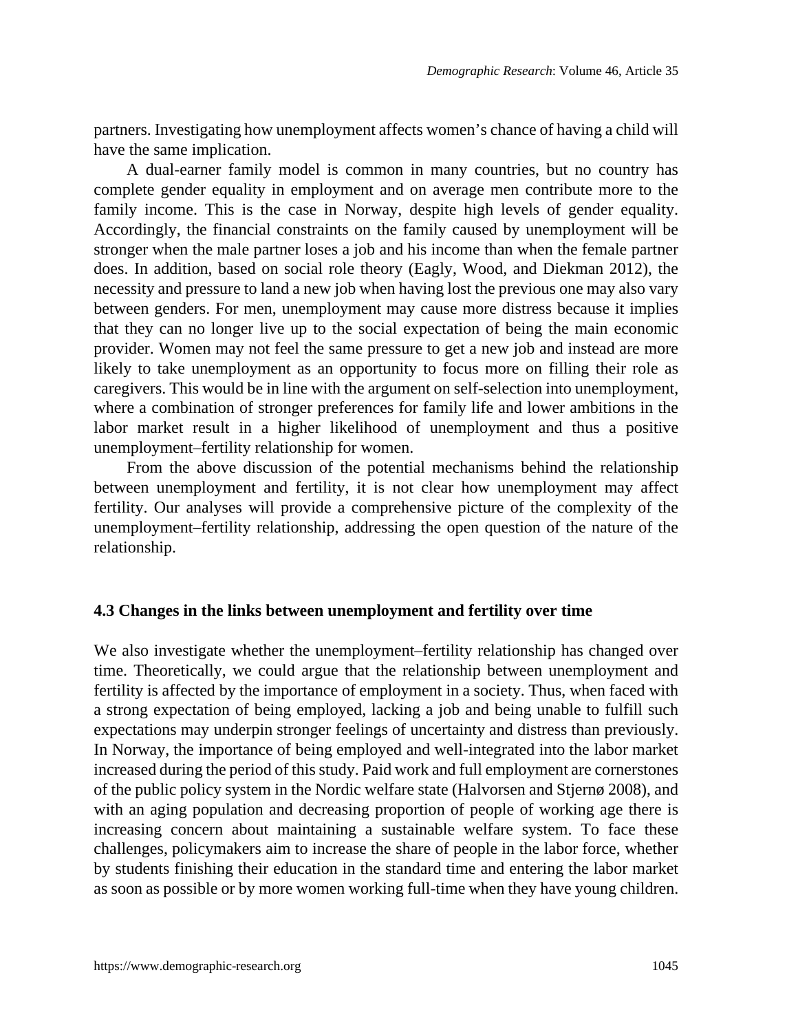partners. Investigating how unemployment affects women's chance of having a child will have the same implication.

A dual-earner family model is common in many countries, but no country has complete gender equality in employment and on average men contribute more to the family income. This is the case in Norway, despite high levels of gender equality. Accordingly, the financial constraints on the family caused by unemployment will be stronger when the male partner loses a job and his income than when the female partner does. In addition, based on social role theory (Eagly, Wood, and Diekman 2012), the necessity and pressure to land a new job when having lost the previous one may also vary between genders. For men, unemployment may cause more distress because it implies that they can no longer live up to the social expectation of being the main economic provider. Women may not feel the same pressure to get a new job and instead are more likely to take unemployment as an opportunity to focus more on filling their role as caregivers. This would be in line with the argument on self-selection into unemployment, where a combination of stronger preferences for family life and lower ambitions in the labor market result in a higher likelihood of unemployment and thus a positive unemployment–fertility relationship for women.

From the above discussion of the potential mechanisms behind the relationship between unemployment and fertility, it is not clear how unemployment may affect fertility. Our analyses will provide a comprehensive picture of the complexity of the unemployment–fertility relationship, addressing the open question of the nature of the relationship.

### 4.3 Changes in the links between unemployment and fertility over time

We also investigate whether the unemployment–fertility relationship has changed over time. Theoretically, we could argue that the relationship between unemployment and fertility is affected by the importance of employment in a society. Thus, when faced with a strong expectation of being employed, lacking a job and being unable to fulfill such expectations may underpin stronger feelings of uncertainty and distress than previously. In Norway, the importance of being employed and well-integrated into the labor market increased during the period of this study. Paid work and full employment are cornerstones of the public policy system in the Nordic welfare state (Halvorsen and Stjernø 2008), and with an aging population and decreasing proportion of people of working age there is increasing concern about maintaining a sustainable welfare system. To face these challenges, policymakers aim to increase the share of people in the labor force, whether by students finishing their education in the standard time and entering the labor market as soon as possible or by more women working full-time when they have young children.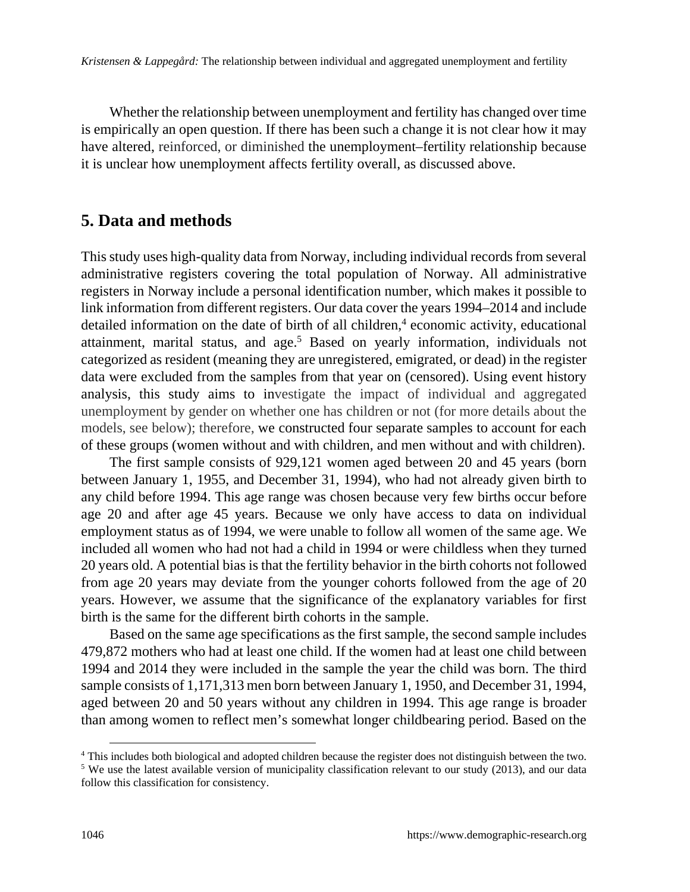Whether the relationship between unemployment and fertility has changed over time is empirically an open question. If there has been such a change it is not clear how it may have altered, reinforced, or diminished the unemployment–fertility relationship because it is unclear how unemployment affects fertility overall, as discussed above.

## 5. Data and methods

This study uses high-quality data from Norway, including individual records from several administrative registers covering the total population of Norway. All administrative registers in Norway include a personal identification number, which makes it possible to link information from different registers. Our data cover the years 1994–2014 and include detailed information on the date of birth of all children,[4] economic activity, educational attainment, marital status, and age.[5] Based on yearly information, individuals not categorized as resident (meaning they are unregistered, emigrated, or dead) in the register data were excluded from the samples from that year on (censored). Using event history analysis, this study aims to investigate the impact of individual and aggregated unemployment by gender on whether one has children or not (for more details about the models, see below); therefore, we constructed four separate samples to account for each of these groups (women without and with children, and men without and with children).

The first sample consists of 929,121 women aged between 20 and 45 years (born between January 1, 1955, and December 31, 1994), who had not already given birth to any child before 1994. This age range was chosen because very few births occur before age 20 and after age 45 years. Because we only have access to data on individual employment status as of 1994, we were unable to follow all women of the same age. We included all women who had not had a child in 1994 or were childless when they turned 20 years old. A potential bias is that the fertility behavior in the birth cohorts not followed from age 20 years may deviate from the younger cohorts followed from the age of 20 years. However, we assume that the significance of the explanatory variables for first birth is the same for the different birth cohorts in the sample.

Based on the same age specifications as the first sample, the second sample includes 479,872 mothers who had at least one child. If the women had at least one child between 1994 and 2014 they were included in the sample the year the child was born. The third sample consists of 1,171,313 men born between January 1, 1950, and December 31, 1994, aged between 20 and 50 years without any children in 1994. This age range is broader than among women to reflect men's somewhat longer childbearing period. Based on the

[4] This includes both biological and adopted children because the register does not distinguish between the two.
[5] We use the latest available version of municipality classification relevant to our study (2013), and our data follow this classification for consistency.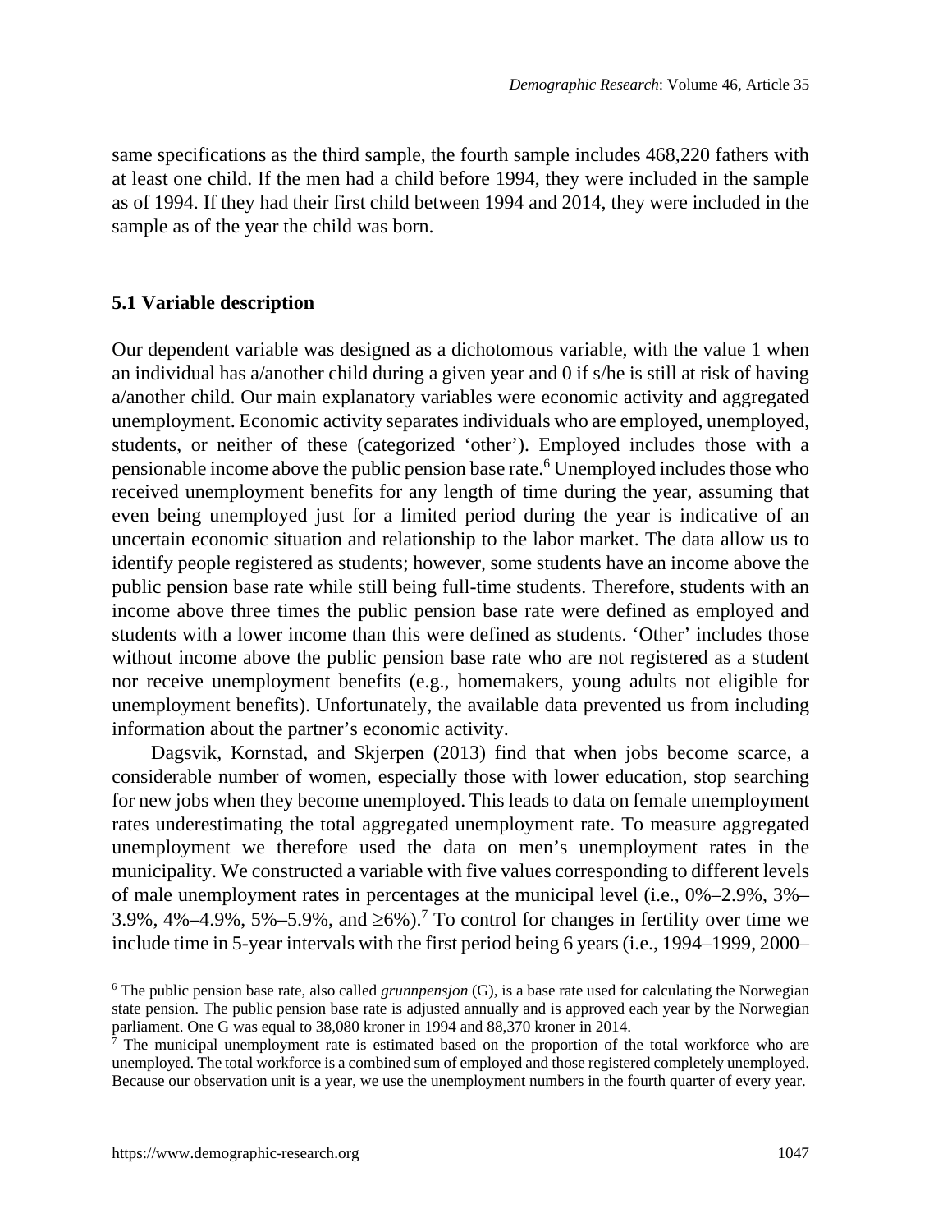same specifications as the third sample, the fourth sample includes 468,220 fathers with at least one child. If the men had a child before 1994, they were included in the sample as of 1994. If they had their first child between 1994 and 2014, they were included in the sample as of the year the child was born.

### 5.1 Variable description

Our dependent variable was designed as a dichotomous variable, with the value 1 when an individual has a/another child during a given year and 0 if s/he is still at risk of having a/another child. Our main explanatory variables were economic activity and aggregated unemployment. Economic activity separates individuals who are employed, unemployed, students, or neither of these (categorized 'other'). Employed includes those with a pensionable income above the public pension base rate.[6] Unemployed includes those who received unemployment benefits for any length of time during the year, assuming that even being unemployed just for a limited period during the year is indicative of an uncertain economic situation and relationship to the labor market. The data allow us to identify people registered as students; however, some students have an income above the public pension base rate while still being full-time students. Therefore, students with an income above three times the public pension base rate were defined as employed and students with a lower income than this were defined as students. 'Other' includes those without income above the public pension base rate who are not registered as a student nor receive unemployment benefits (e.g., homemakers, young adults not eligible for unemployment benefits). Unfortunately, the available data prevented us from including information about the partner's economic activity.

Dagsvik, Kornstad, and Skjerpen (2013) find that when jobs become scarce, a considerable number of women, especially those with lower education, stop searching for new jobs when they become unemployed. This leads to data on female unemployment rates underestimating the total aggregated unemployment rate. To measure aggregated unemployment we therefore used the data on men's unemployment rates in the municipality. We constructed a variable with five values corresponding to different levels of male unemployment rates in percentages at the municipal level (i.e., 0%–2.9%, 3%–3.9%, 4%–4.9%, 5%–5.9%, and ≥6%).[7] To control for changes in fertility over time we include time in 5-year intervals with the first period being 6 years (i.e., 1994–1999, 2000–

[6] The public pension base rate, also called *grunnpensjon* (G), is a base rate used for calculating the Norwegian state pension. The public pension base rate is adjusted annually and is approved each year by the Norwegian parliament. One G was equal to 38,080 kroner in 1994 and 88,370 kroner in 2014.

[7] The municipal unemployment rate is estimated based on the proportion of the total workforce who are unemployed. The total workforce is a combined sum of employed and those registered completely unemployed. Because our observation unit is a year, we use the unemployment numbers in the fourth quarter of every year.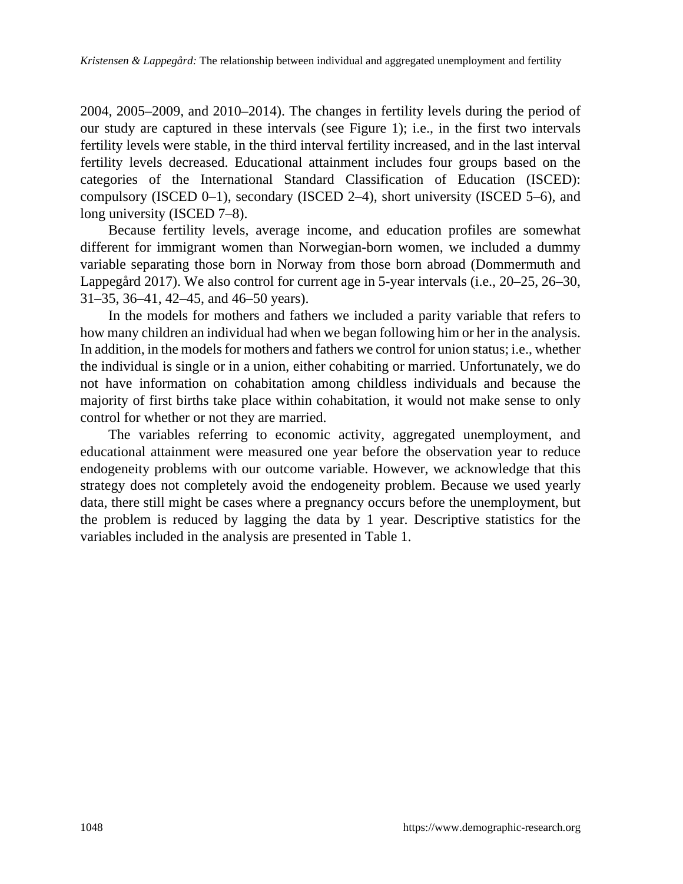2004, 2005–2009, and 2010–2014). The changes in fertility levels during the period of our study are captured in these intervals (see Figure 1); i.e., in the first two intervals fertility levels were stable, in the third interval fertility increased, and in the last interval fertility levels decreased. Educational attainment includes four groups based on the categories of the International Standard Classification of Education (ISCED): compulsory (ISCED 0–1), secondary (ISCED 2–4), short university (ISCED 5–6), and long university (ISCED 7–8).

Because fertility levels, average income, and education profiles are somewhat different for immigrant women than Norwegian-born women, we included a dummy variable separating those born in Norway from those born abroad (Dommermuth and Lappegård 2017). We also control for current age in 5-year intervals (i.e., 20–25, 26–30, 31–35, 36–41, 42–45, and 46–50 years).

In the models for mothers and fathers we included a parity variable that refers to how many children an individual had when we began following him or her in the analysis. In addition, in the models for mothers and fathers we control for union status; i.e., whether the individual is single or in a union, either cohabiting or married. Unfortunately, we do not have information on cohabitation among childless individuals and because the majority of first births take place within cohabitation, it would not make sense to only control for whether or not they are married.

The variables referring to economic activity, aggregated unemployment, and educational attainment were measured one year before the observation year to reduce endogeneity problems with our outcome variable. However, we acknowledge that this strategy does not completely avoid the endogeneity problem. Because we used yearly data, there still might be cases where a pregnancy occurs before the unemployment, but the problem is reduced by lagging the data by 1 year. Descriptive statistics for the variables included in the analysis are presented in Table 1.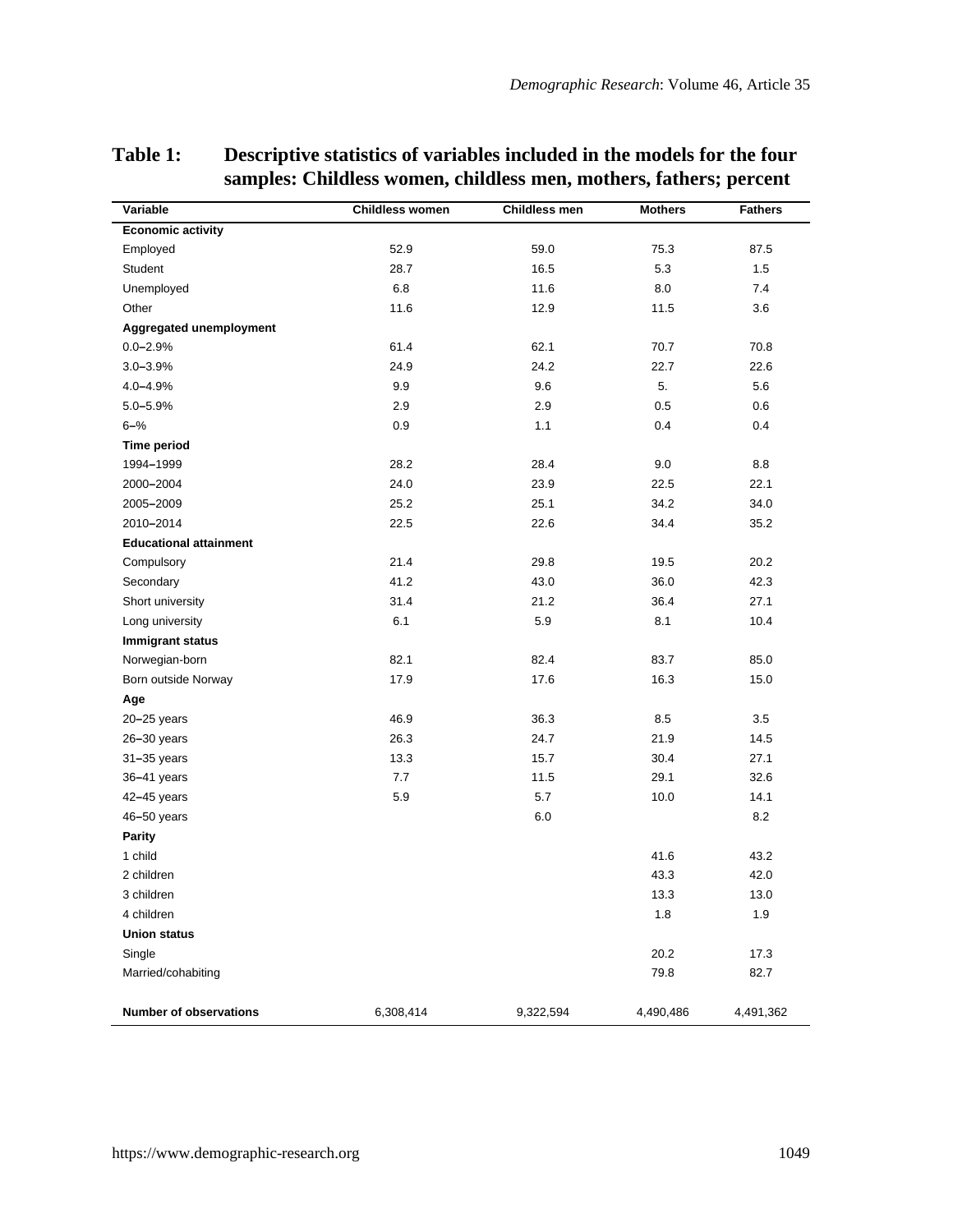**Table 1: Descriptive statistics of variables included in the models for the four samples: Childless women, childless men, mothers, fathers; percent**

| Variable | Childless women | Childless men | Mothers | Fathers |
|---|---|---|---|---|
| **Economic activity** | | | | |
| Employed | 52.9 | 59.0 | 75.3 | 87.5 |
| Student | 28.7 | 16.5 | 5.3 | 1.5 |
| Unemployed | 6.8 | 11.6 | 8.0 | 7.4 |
| Other | 11.6 | 12.9 | 11.5 | 3.6 |
| **Aggregated unemployment** | | | | |
| 0.0–2.9% | 61.4 | 62.1 | 70.7 | 70.8 |
| 3.0–3.9% | 24.9 | 24.2 | 22.7 | 22.6 |
| 4.0–4.9% | 9.9 | 9.6 | 5. | 5.6 |
| 5.0–5.9% | 2.9 | 2.9 | 0.5 | 0.6 |
| 6–% | 0.9 | 1.1 | 0.4 | 0.4 |
| **Time period** | | | | |
| 1994–1999 | 28.2 | 28.4 | 9.0 | 8.8 |
| 2000–2004 | 24.0 | 23.9 | 22.5 | 22.1 |
| 2005–2009 | 25.2 | 25.1 | 34.2 | 34.0 |
| 2010–2014 | 22.5 | 22.6 | 34.4 | 35.2 |
| **Educational attainment** | | | | |
| Compulsory | 21.4 | 29.8 | 19.5 | 20.2 |
| Secondary | 41.2 | 43.0 | 36.0 | 42.3 |
| Short university | 31.4 | 21.2 | 36.4 | 27.1 |
| Long university | 6.1 | 5.9 | 8.1 | 10.4 |
| **Immigrant status** | | | | |
| Norwegian-born | 82.1 | 82.4 | 83.7 | 85.0 |
| Born outside Norway | 17.9 | 17.6 | 16.3 | 15.0 |
| **Age** | | | | |
| 20–25 years | 46.9 | 36.3 | 8.5 | 3.5 |
| 26–30 years | 26.3 | 24.7 | 21.9 | 14.5 |
| 31–35 years | 13.3 | 15.7 | 30.4 | 27.1 |
| 36–41 years | 7.7 | 11.5 | 29.1 | 32.6 |
| 42–45 years | 5.9 | 5.7 | 10.0 | 14.1 |
| 46–50 years | | 6.0 | | 8.2 |
| **Parity** | | | | |
| 1 child | | | 41.6 | 43.2 |
| 2 children | | | 43.3 | 42.0 |
| 3 children | | | 13.3 | 13.0 |
| 4 children | | | 1.8 | 1.9 |
| **Union status** | | | | |
| Single | | | 20.2 | 17.3 |
| Married/cohabiting | | | 79.8 | 82.7 |
| **Number of observations** | 6,308,414 | 9,322,594 | 4,490,486 | 4,491,362 |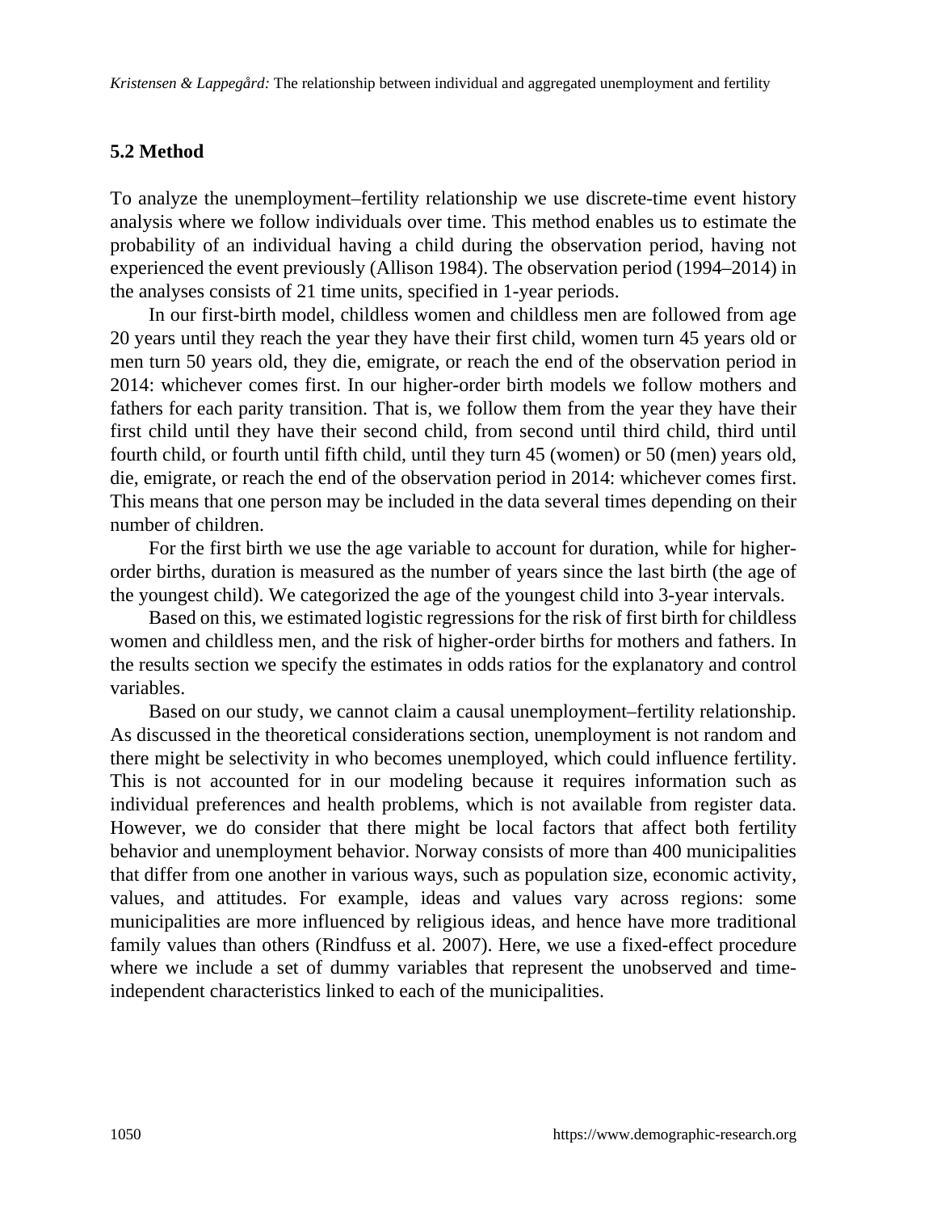### 5.2 Method

To analyze the unemployment–fertility relationship we use discrete-time event history analysis where we follow individuals over time. This method enables us to estimate the probability of an individual having a child during the observation period, having not experienced the event previously (Allison 1984). The observation period (1994–2014) in the analyses consists of 21 time units, specified in 1-year periods.

In our first-birth model, childless women and childless men are followed from age 20 years until they reach the year they have their first child, women turn 45 years old or men turn 50 years old, they die, emigrate, or reach the end of the observation period in 2014: whichever comes first. In our higher-order birth models we follow mothers and fathers for each parity transition. That is, we follow them from the year they have their first child until they have their second child, from second until third child, third until fourth child, or fourth until fifth child, until they turn 45 (women) or 50 (men) years old, die, emigrate, or reach the end of the observation period in 2014: whichever comes first. This means that one person may be included in the data several times depending on their number of children.

For the first birth we use the age variable to account for duration, while for higher-order births, duration is measured as the number of years since the last birth (the age of the youngest child). We categorized the age of the youngest child into 3-year intervals.

Based on this, we estimated logistic regressions for the risk of first birth for childless women and childless men, and the risk of higher-order births for mothers and fathers. In the results section we specify the estimates in odds ratios for the explanatory and control variables.

Based on our study, we cannot claim a causal unemployment–fertility relationship. As discussed in the theoretical considerations section, unemployment is not random and there might be selectivity in who becomes unemployed, which could influence fertility. This is not accounted for in our modeling because it requires information such as individual preferences and health problems, which is not available from register data. However, we do consider that there might be local factors that affect both fertility behavior and unemployment behavior. Norway consists of more than 400 municipalities that differ from one another in various ways, such as population size, economic activity, values, and attitudes. For example, ideas and values vary across regions: some municipalities are more influenced by religious ideas, and hence have more traditional family values than others (Rindfuss et al. 2007). Here, we use a fixed-effect procedure where we include a set of dummy variables that represent the unobserved and time-independent characteristics linked to each of the municipalities.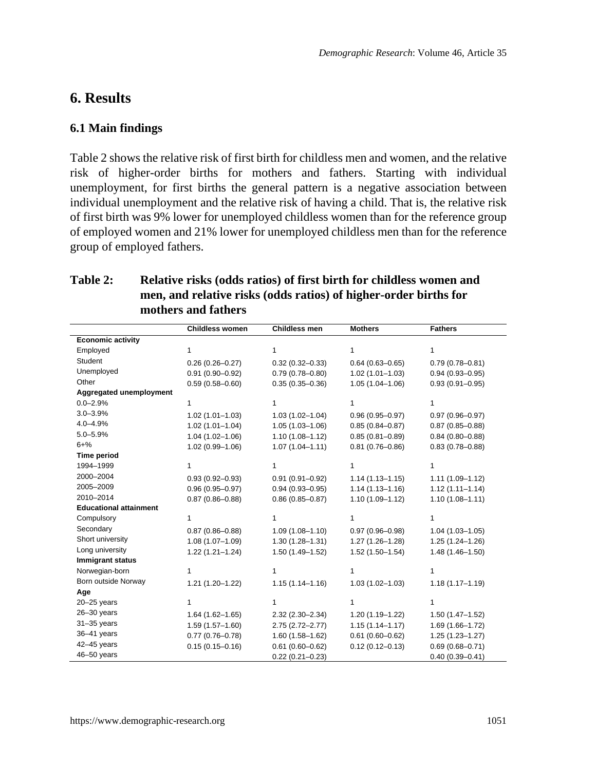## 6. Results

### 6.1 Main findings

Table 2 shows the relative risk of first birth for childless men and women, and the relative risk of higher-order births for mothers and fathers. Starting with individual unemployment, for first births the general pattern is a negative association between individual unemployment and the relative risk of having a child. That is, the relative risk of first birth was 9% lower for unemployed childless women than for the reference group of employed women and 21% lower for unemployed childless men than for the reference group of employed fathers.

**Table 2: Relative risks (odds ratios) of first birth for childless women and men, and relative risks (odds ratios) of higher-order births for mothers and fathers**

| | Childless women | Childless men | Mothers | Fathers |
|---|---|---|---|---|
| **Economic activity** | | | | |
| Employed | 1 | 1 | 1 | 1 |
| Student | 0.26 (0.26–0.27) | 0.32 (0.32–0.33) | 0.64 (0.63–0.65) | 0.79 (0.78–0.81) |
| Unemployed | 0.91 (0.90–0.92) | 0.79 (0.78–0.80) | 1.02 (1.01–1.03) | 0.94 (0.93–0.95) |
| Other | 0.59 (0.58–0.60) | 0.35 (0.35–0.36) | 1.05 (1.04–1.06) | 0.93 (0.91–0.95) |
| **Aggregated unemployment** | | | | |
| 0.0–2.9% | 1 | 1 | 1 | 1 |
| 3.0–3.9% | 1.02 (1.01–1.03) | 1.03 (1.02–1.04) | 0.96 (0.95–0.97) | 0.97 (0.96–0.97) |
| 4.0–4.9% | 1.02 (1.01–1.04) | 1.05 (1.03–1.06) | 0.85 (0.84–0.87) | 0.87 (0.85–0.88) |
| 5.0–5.9% | 1.04 (1.02–1.06) | 1.10 (1.08–1.12) | 0.85 (0.81–0.89) | 0.84 (0.80–0.88) |
| 6+% | 1.02 (0.99–1.06) | 1.07 (1.04–1.11) | 0.81 (0.76–0.86) | 0.83 (0.78–0.88) |
| **Time period** | | | | |
| 1994–1999 | 1 | 1 | 1 | 1 |
| 2000–2004 | 0.93 (0.92–0.93) | 0.91 (0.91–0.92) | 1.14 (1.13–1.15) | 1.11 (1.09–1.12) |
| 2005–2009 | 0.96 (0.95–0.97) | 0.94 (0.93–0.95) | 1.14 (1.13–1.16) | 1.12 (1.11–1.14) |
| 2010–2014 | 0.87 (0.86–0.88) | 0.86 (0.85–0.87) | 1.10 (1.09–1.12) | 1.10 (1.08–1.11) |
| **Educational attainment** | | | | |
| Compulsory | 1 | 1 | 1 | 1 |
| Secondary | 0.87 (0.86–0.88) | 1.09 (1.08–1.10) | 0.97 (0.96–0.98) | 1.04 (1.03–1.05) |
| Short university | 1.08 (1.07–1.09) | 1.30 (1.28–1.31) | 1.27 (1.26–1.28) | 1.25 (1.24–1.26) |
| Long university | 1.22 (1.21–1.24) | 1.50 (1.49–1.52) | 1.52 (1.50–1.54) | 1.48 (1.46–1.50) |
| **Immigrant status** | | | | |
| Norwegian-born | 1 | 1 | 1 | 1 |
| Born outside Norway | 1.21 (1.20–1.22) | 1.15 (1.14–1.16) | 1.03 (1.02–1.03) | 1.18 (1.17–1.19) |
| **Age** | | | | |
| 20–25 years | 1 | 1 | 1 | 1 |
| 26–30 years | 1.64 (1.62–1.65) | 2.32 (2.30–2.34) | 1.20 (1.19–1.22) | 1.50 (1.47–1.52) |
| 31–35 years | 1.59 (1.57–1.60) | 2.75 (2.72–2.77) | 1.15 (1.14–1.17) | 1.69 (1.66–1.72) |
| 36–41 years | 0.77 (0.76–0.78) | 1.60 (1.58–1.62) | 0.61 (0.60–0.62) | 1.25 (1.23–1.27) |
| 42–45 years | 0.15 (0.15–0.16) | 0.61 (0.60–0.62) | 0.12 (0.12–0.13) | 0.69 (0.68–0.71) |
| 46–50 years | | 0.22 (0.21–0.23) | | 0.40 (0.39–0.41) |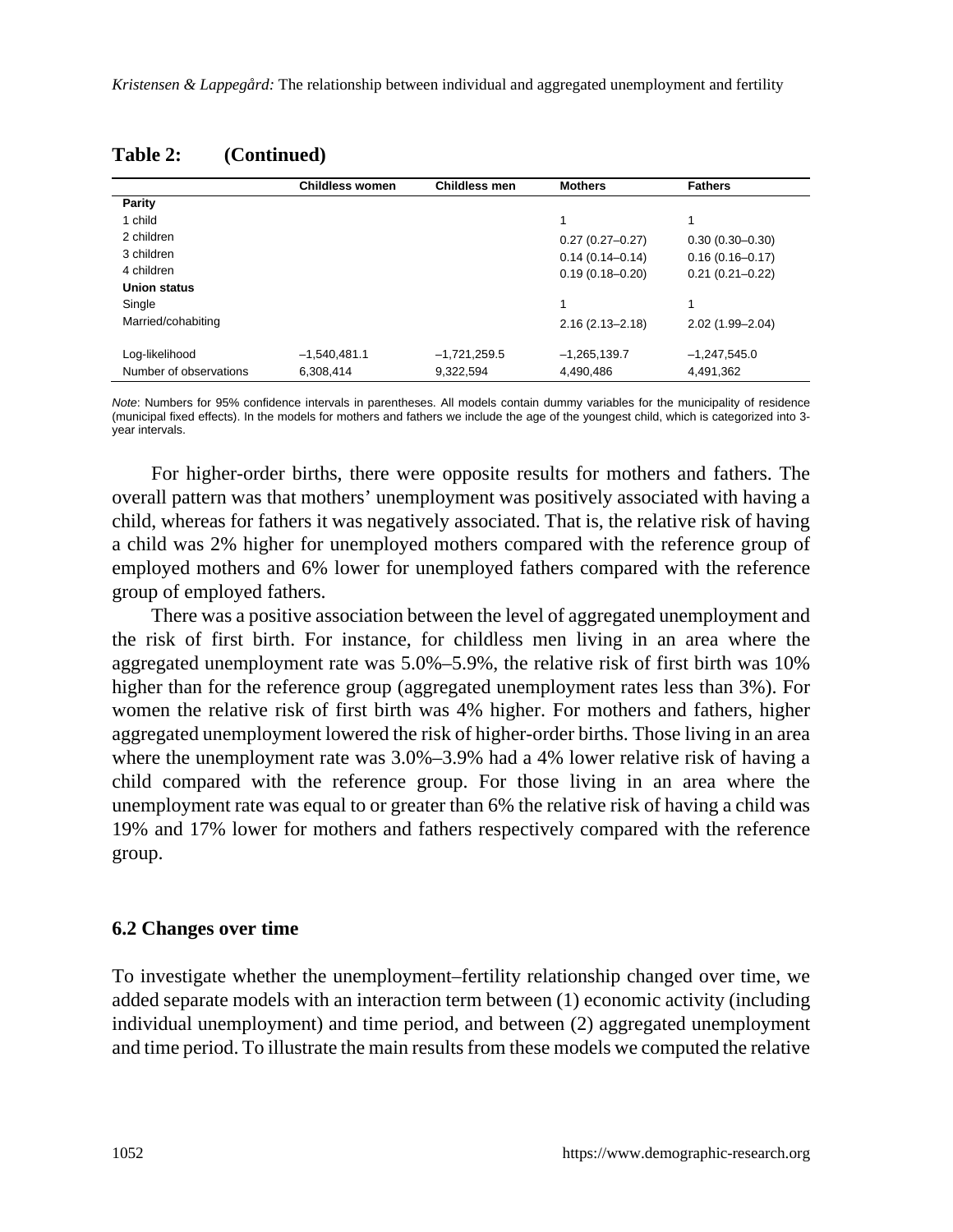**Table 2: (Continued)**

| | Childless women | Childless men | Mothers | Fathers |
|---|---|---|---|---|
| **Parity** | | | | |
| 1 child | | | 1 | 1 |
| 2 children | | | 0.27 (0.27–0.27) | 0.30 (0.30–0.30) |
| 3 children | | | 0.14 (0.14–0.14) | 0.16 (0.16–0.17) |
| 4 children | | | 0.19 (0.18–0.20) | 0.21 (0.21–0.22) |
| **Union status** | | | | |
| Single | | | 1 | 1 |
| Married/cohabiting | | | 2.16 (2.13–2.18) | 2.02 (1.99–2.04) |
| Log-likelihood | –1,540,481.1 | –1,721,259.5 | –1,265,139.7 | –1,247,545.0 |
| Number of observations | 6,308,414 | 9,322,594 | 4,490,486 | 4,491,362 |

*Note*: Numbers for 95% confidence intervals in parentheses. All models contain dummy variables for the municipality of residence (municipal fixed effects). In the models for mothers and fathers we include the age of the youngest child, which is categorized into 3-year intervals.

For higher-order births, there were opposite results for mothers and fathers. The overall pattern was that mothers' unemployment was positively associated with having a child, whereas for fathers it was negatively associated. That is, the relative risk of having a child was 2% higher for unemployed mothers compared with the reference group of employed mothers and 6% lower for unemployed fathers compared with the reference group of employed fathers.

There was a positive association between the level of aggregated unemployment and the risk of first birth. For instance, for childless men living in an area where the aggregated unemployment rate was 5.0%–5.9%, the relative risk of first birth was 10% higher than for the reference group (aggregated unemployment rates less than 3%). For women the relative risk of first birth was 4% higher. For mothers and fathers, higher aggregated unemployment lowered the risk of higher-order births. Those living in an area where the unemployment rate was 3.0%–3.9% had a 4% lower relative risk of having a child compared with the reference group. For those living in an area where the unemployment rate was equal to or greater than 6% the relative risk of having a child was 19% and 17% lower for mothers and fathers respectively compared with the reference group.

## 6.2 Changes over time

To investigate whether the unemployment–fertility relationship changed over time, we added separate models with an interaction term between (1) economic activity (including individual unemployment) and time period, and between (2) aggregated unemployment and time period. To illustrate the main results from these models we computed the relative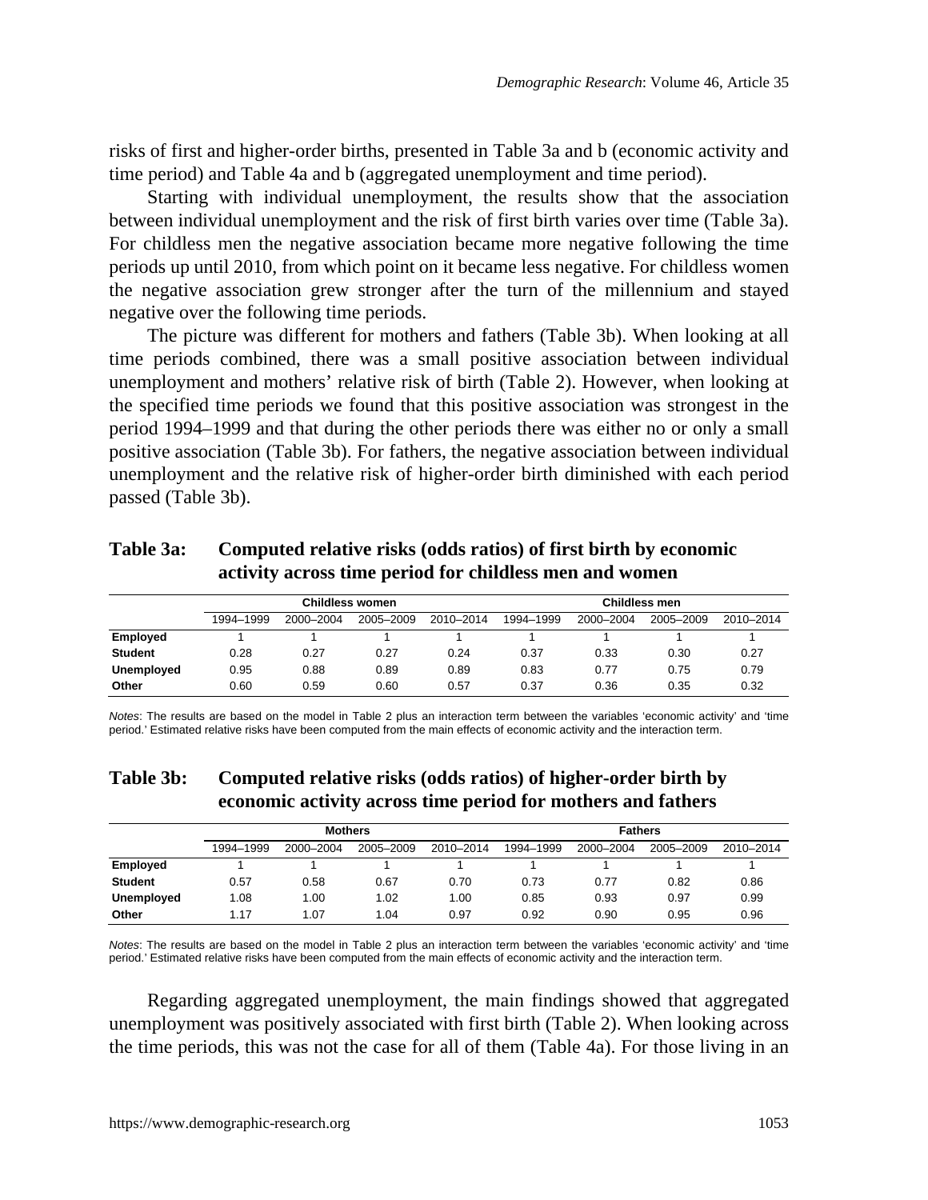risks of first and higher-order births, presented in Table 3a and b (economic activity and time period) and Table 4a and b (aggregated unemployment and time period).

Starting with individual unemployment, the results show that the association between individual unemployment and the risk of first birth varies over time (Table 3a). For childless men the negative association became more negative following the time periods up until 2010, from which point on it became less negative. For childless women the negative association grew stronger after the turn of the millennium and stayed negative over the following time periods.

The picture was different for mothers and fathers (Table 3b). When looking at all time periods combined, there was a small positive association between individual unemployment and mothers' relative risk of birth (Table 2). However, when looking at the specified time periods we found that this positive association was strongest in the period 1994–1999 and that during the other periods there was either no or only a small positive association (Table 3b). For fathers, the negative association between individual unemployment and the relative risk of higher-order birth diminished with each period passed (Table 3b).

**Table 3a: Computed relative risks (odds ratios) of first birth by economic activity across time period for childless men and women**

| | Childless women | | | | Childless men | | | |
|---|---|---|---|---|---|---|---|---|
| | 1994–1999 | 2000–2004 | 2005–2009 | 2010–2014 | 1994–1999 | 2000–2004 | 2005–2009 | 2010–2014 |
| **Employed** | 1 | 1 | 1 | 1 | 1 | 1 | 1 | 1 |
| **Student** | 0.28 | 0.27 | 0.27 | 0.24 | 0.37 | 0.33 | 0.30 | 0.27 |
| **Unemployed** | 0.95 | 0.88 | 0.89 | 0.89 | 0.83 | 0.77 | 0.75 | 0.79 |
| **Other** | 0.60 | 0.59 | 0.60 | 0.57 | 0.37 | 0.36 | 0.35 | 0.32 |

*Notes*: The results are based on the model in Table 2 plus an interaction term between the variables 'economic activity' and 'time period.' Estimated relative risks have been computed from the main effects of economic activity and the interaction term.

**Table 3b: Computed relative risks (odds ratios) of higher-order birth by economic activity across time period for mothers and fathers**

| | Mothers | | | | Fathers | | | |
|---|---|---|---|---|---|---|---|---|
| | 1994–1999 | 2000–2004 | 2005–2009 | 2010–2014 | 1994–1999 | 2000–2004 | 2005–2009 | 2010–2014 |
| **Employed** | 1 | 1 | 1 | 1 | 1 | 1 | 1 | 1 |
| **Student** | 0.57 | 0.58 | 0.67 | 0.70 | 0.73 | 0.77 | 0.82 | 0.86 |
| **Unemployed** | 1.08 | 1.00 | 1.02 | 1.00 | 0.85 | 0.93 | 0.97 | 0.99 |
| **Other** | 1.17 | 1.07 | 1.04 | 0.97 | 0.92 | 0.90 | 0.95 | 0.96 |

*Notes*: The results are based on the model in Table 2 plus an interaction term between the variables 'economic activity' and 'time period.' Estimated relative risks have been computed from the main effects of economic activity and the interaction term.

Regarding aggregated unemployment, the main findings showed that aggregated unemployment was positively associated with first birth (Table 2). When looking across the time periods, this was not the case for all of them (Table 4a). For those living in an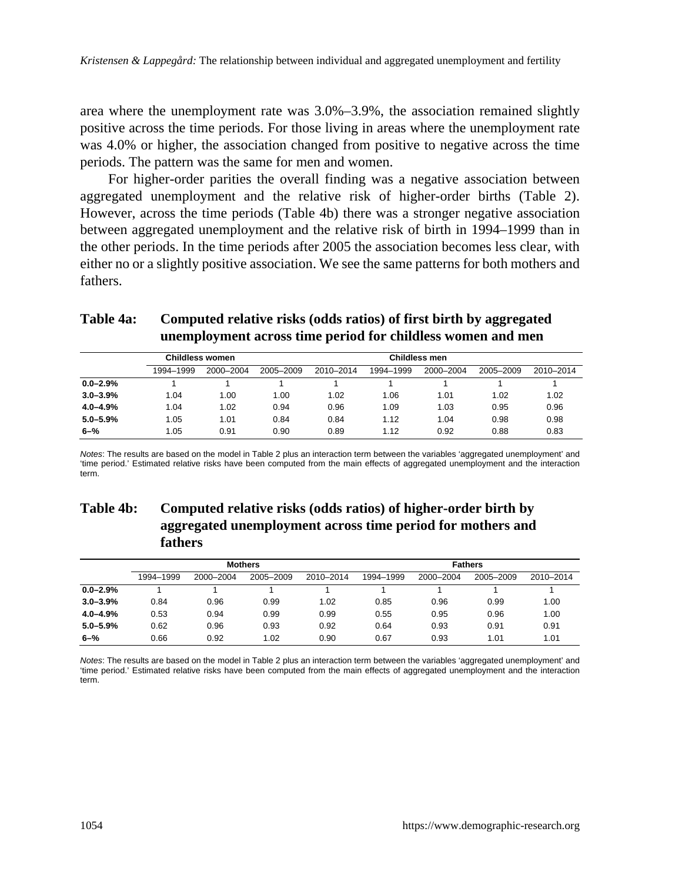area where the unemployment rate was 3.0%–3.9%, the association remained slightly positive across the time periods. For those living in areas where the unemployment rate was 4.0% or higher, the association changed from positive to negative across the time periods. The pattern was the same for men and women.

For higher-order parities the overall finding was a negative association between aggregated unemployment and the relative risk of higher-order births (Table 2). However, across the time periods (Table 4b) there was a stronger negative association between aggregated unemployment and the relative risk of birth in 1994–1999 than in the other periods. In the time periods after 2005 the association becomes less clear, with either no or a slightly positive association. We see the same patterns for both mothers and fathers.

**Table 4a: Computed relative risks (odds ratios) of first birth by aggregated unemployment across time period for childless women and men**

| | Childless women | | | | Childless men | | | |
|---|---|---|---|---|---|---|---|---|
| | 1994–1999 | 2000–2004 | 2005–2009 | 2010–2014 | 1994–1999 | 2000–2004 | 2005–2009 | 2010–2014 |
| **0.0–2.9%** | 1 | 1 | 1 | 1 | 1 | 1 | 1 | 1 |
| **3.0–3.9%** | 1.04 | 1.00 | 1.00 | 1.02 | 1.06 | 1.01 | 1.02 | 1.02 |
| **4.0–4.9%** | 1.04 | 1.02 | 0.94 | 0.96 | 1.09 | 1.03 | 0.95 | 0.96 |
| **5.0–5.9%** | 1.05 | 1.01 | 0.84 | 0.84 | 1.12 | 1.04 | 0.98 | 0.98 |
| **6–%** | 1.05 | 0.91 | 0.90 | 0.89 | 1.12 | 0.92 | 0.88 | 0.83 |

*Notes*: The results are based on the model in Table 2 plus an interaction term between the variables 'aggregated unemployment' and 'time period.' Estimated relative risks have been computed from the main effects of aggregated unemployment and the interaction term.

**Table 4b: Computed relative risks (odds ratios) of higher-order birth by aggregated unemployment across time period for mothers and fathers**

| | Mothers | | | | Fathers | | | |
|---|---|---|---|---|---|---|---|---|
| | 1994–1999 | 2000–2004 | 2005–2009 | 2010–2014 | 1994–1999 | 2000–2004 | 2005–2009 | 2010–2014 |
| **0.0–2.9%** | 1 | 1 | 1 | 1 | 1 | 1 | 1 | 1 |
| **3.0–3.9%** | 0.84 | 0.96 | 0.99 | 1.02 | 0.85 | 0.96 | 0.99 | 1.00 |
| **4.0–4.9%** | 0.53 | 0.94 | 0.99 | 0.99 | 0.55 | 0.95 | 0.96 | 1.00 |
| **5.0–5.9%** | 0.62 | 0.96 | 0.93 | 0.92 | 0.64 | 0.93 | 0.91 | 0.91 |
| **6–%** | 0.66 | 0.92 | 1.02 | 0.90 | 0.67 | 0.93 | 1.01 | 1.01 |

*Notes*: The results are based on the model in Table 2 plus an interaction term between the variables 'aggregated unemployment' and 'time period.' Estimated relative risks have been computed from the main effects of aggregated unemployment and the interaction term.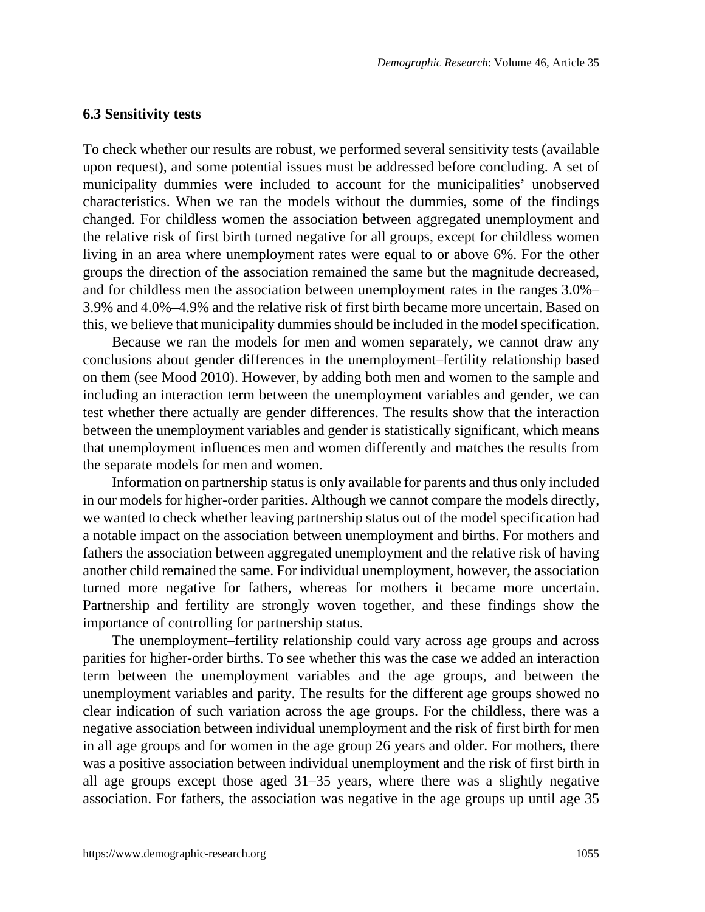### 6.3 Sensitivity tests

To check whether our results are robust, we performed several sensitivity tests (available upon request), and some potential issues must be addressed before concluding. A set of municipality dummies were included to account for the municipalities' unobserved characteristics. When we ran the models without the dummies, some of the findings changed. For childless women the association between aggregated unemployment and the relative risk of first birth turned negative for all groups, except for childless women living in an area where unemployment rates were equal to or above 6%. For the other groups the direction of the association remained the same but the magnitude decreased, and for childless men the association between unemployment rates in the ranges 3.0%–3.9% and 4.0%–4.9% and the relative risk of first birth became more uncertain. Based on this, we believe that municipality dummies should be included in the model specification.

Because we ran the models for men and women separately, we cannot draw any conclusions about gender differences in the unemployment–fertility relationship based on them (see Mood 2010). However, by adding both men and women to the sample and including an interaction term between the unemployment variables and gender, we can test whether there actually are gender differences. The results show that the interaction between the unemployment variables and gender is statistically significant, which means that unemployment influences men and women differently and matches the results from the separate models for men and women.

Information on partnership status is only available for parents and thus only included in our models for higher-order parities. Although we cannot compare the models directly, we wanted to check whether leaving partnership status out of the model specification had a notable impact on the association between unemployment and births. For mothers and fathers the association between aggregated unemployment and the relative risk of having another child remained the same. For individual unemployment, however, the association turned more negative for fathers, whereas for mothers it became more uncertain. Partnership and fertility are strongly woven together, and these findings show the importance of controlling for partnership status.

The unemployment–fertility relationship could vary across age groups and across parities for higher-order births. To see whether this was the case we added an interaction term between the unemployment variables and the age groups, and between the unemployment variables and parity. The results for the different age groups showed no clear indication of such variation across the age groups. For the childless, there was a negative association between individual unemployment and the risk of first birth for men in all age groups and for women in the age group 26 years and older. For mothers, there was a positive association between individual unemployment and the risk of first birth in all age groups except those aged 31–35 years, where there was a slightly negative association. For fathers, the association was negative in the age groups up until age 35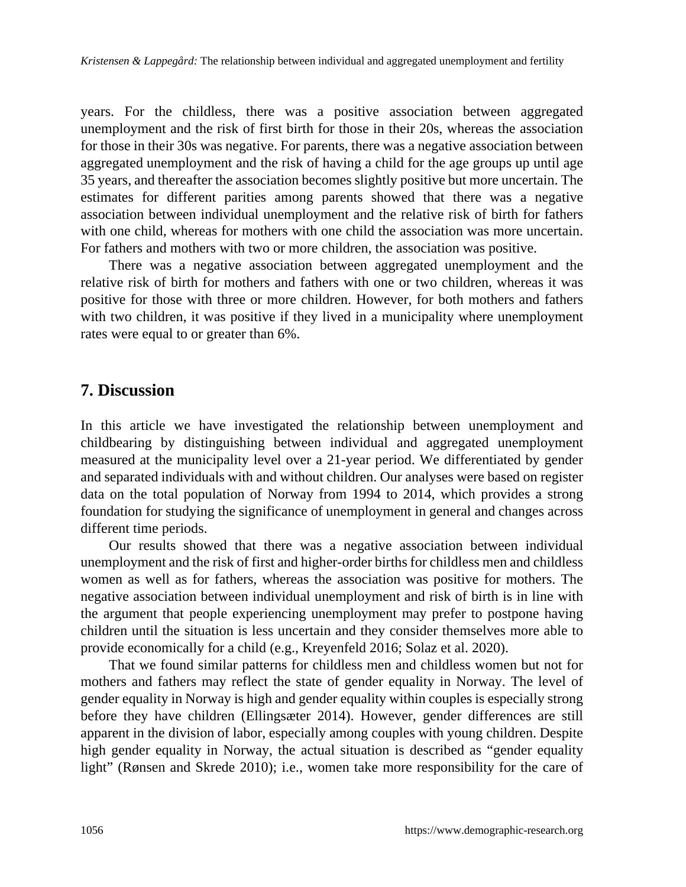years. For the childless, there was a positive association between aggregated unemployment and the risk of first birth for those in their 20s, whereas the association for those in their 30s was negative. For parents, there was a negative association between aggregated unemployment and the risk of having a child for the age groups up until age 35 years, and thereafter the association becomes slightly positive but more uncertain. The estimates for different parities among parents showed that there was a negative association between individual unemployment and the relative risk of birth for fathers with one child, whereas for mothers with one child the association was more uncertain. For fathers and mothers with two or more children, the association was positive.

There was a negative association between aggregated unemployment and the relative risk of birth for mothers and fathers with one or two children, whereas it was positive for those with three or more children. However, for both mothers and fathers with two children, it was positive if they lived in a municipality where unemployment rates were equal to or greater than 6%.

## 7. Discussion

In this article we have investigated the relationship between unemployment and childbearing by distinguishing between individual and aggregated unemployment measured at the municipality level over a 21-year period. We differentiated by gender and separated individuals with and without children. Our analyses were based on register data on the total population of Norway from 1994 to 2014, which provides a strong foundation for studying the significance of unemployment in general and changes across different time periods.

Our results showed that there was a negative association between individual unemployment and the risk of first and higher-order births for childless men and childless women as well as for fathers, whereas the association was positive for mothers. The negative association between individual unemployment and risk of birth is in line with the argument that people experiencing unemployment may prefer to postpone having children until the situation is less uncertain and they consider themselves more able to provide economically for a child (e.g., Kreyenfeld 2016; Solaz et al. 2020).

That we found similar patterns for childless men and childless women but not for mothers and fathers may reflect the state of gender equality in Norway. The level of gender equality in Norway is high and gender equality within couples is especially strong before they have children (Ellingsæter 2014). However, gender differences are still apparent in the division of labor, especially among couples with young children. Despite high gender equality in Norway, the actual situation is described as "gender equality light" (Rønsen and Skrede 2010); i.e., women take more responsibility for the care of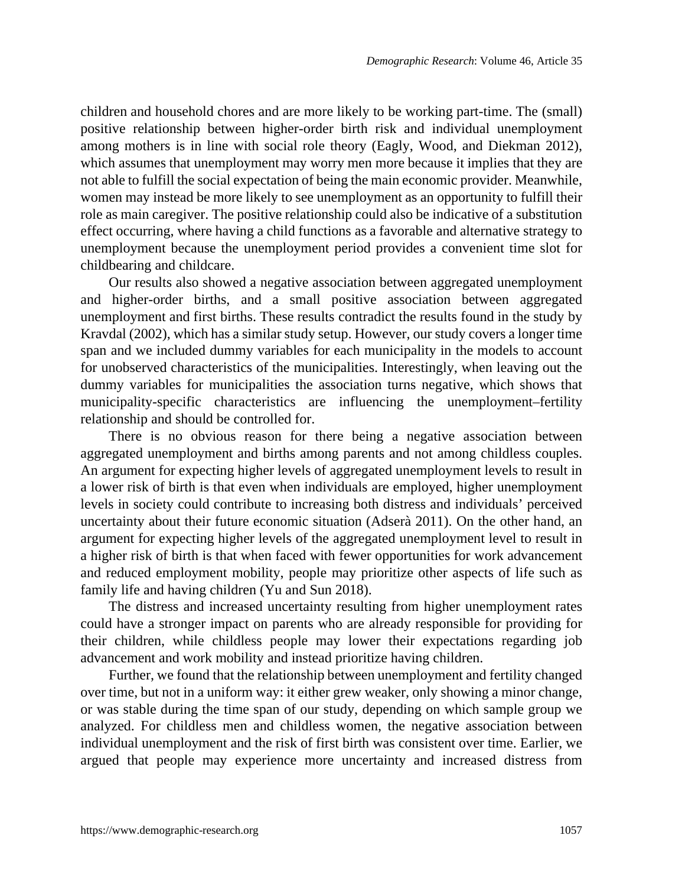children and household chores and are more likely to be working part-time. The (small) positive relationship between higher-order birth risk and individual unemployment among mothers is in line with social role theory (Eagly, Wood, and Diekman 2012), which assumes that unemployment may worry men more because it implies that they are not able to fulfill the social expectation of being the main economic provider. Meanwhile, women may instead be more likely to see unemployment as an opportunity to fulfill their role as main caregiver. The positive relationship could also be indicative of a substitution effect occurring, where having a child functions as a favorable and alternative strategy to unemployment because the unemployment period provides a convenient time slot for childbearing and childcare.

Our results also showed a negative association between aggregated unemployment and higher-order births, and a small positive association between aggregated unemployment and first births. These results contradict the results found in the study by Kravdal (2002), which has a similar study setup. However, our study covers a longer time span and we included dummy variables for each municipality in the models to account for unobserved characteristics of the municipalities. Interestingly, when leaving out the dummy variables for municipalities the association turns negative, which shows that municipality-specific characteristics are influencing the unemployment–fertility relationship and should be controlled for.

There is no obvious reason for there being a negative association between aggregated unemployment and births among parents and not among childless couples. An argument for expecting higher levels of aggregated unemployment levels to result in a lower risk of birth is that even when individuals are employed, higher unemployment levels in society could contribute to increasing both distress and individuals' perceived uncertainty about their future economic situation (Adserà 2011). On the other hand, an argument for expecting higher levels of the aggregated unemployment level to result in a higher risk of birth is that when faced with fewer opportunities for work advancement and reduced employment mobility, people may prioritize other aspects of life such as family life and having children (Yu and Sun 2018).

The distress and increased uncertainty resulting from higher unemployment rates could have a stronger impact on parents who are already responsible for providing for their children, while childless people may lower their expectations regarding job advancement and work mobility and instead prioritize having children.

Further, we found that the relationship between unemployment and fertility changed over time, but not in a uniform way: it either grew weaker, only showing a minor change, or was stable during the time span of our study, depending on which sample group we analyzed. For childless men and childless women, the negative association between individual unemployment and the risk of first birth was consistent over time. Earlier, we argued that people may experience more uncertainty and increased distress from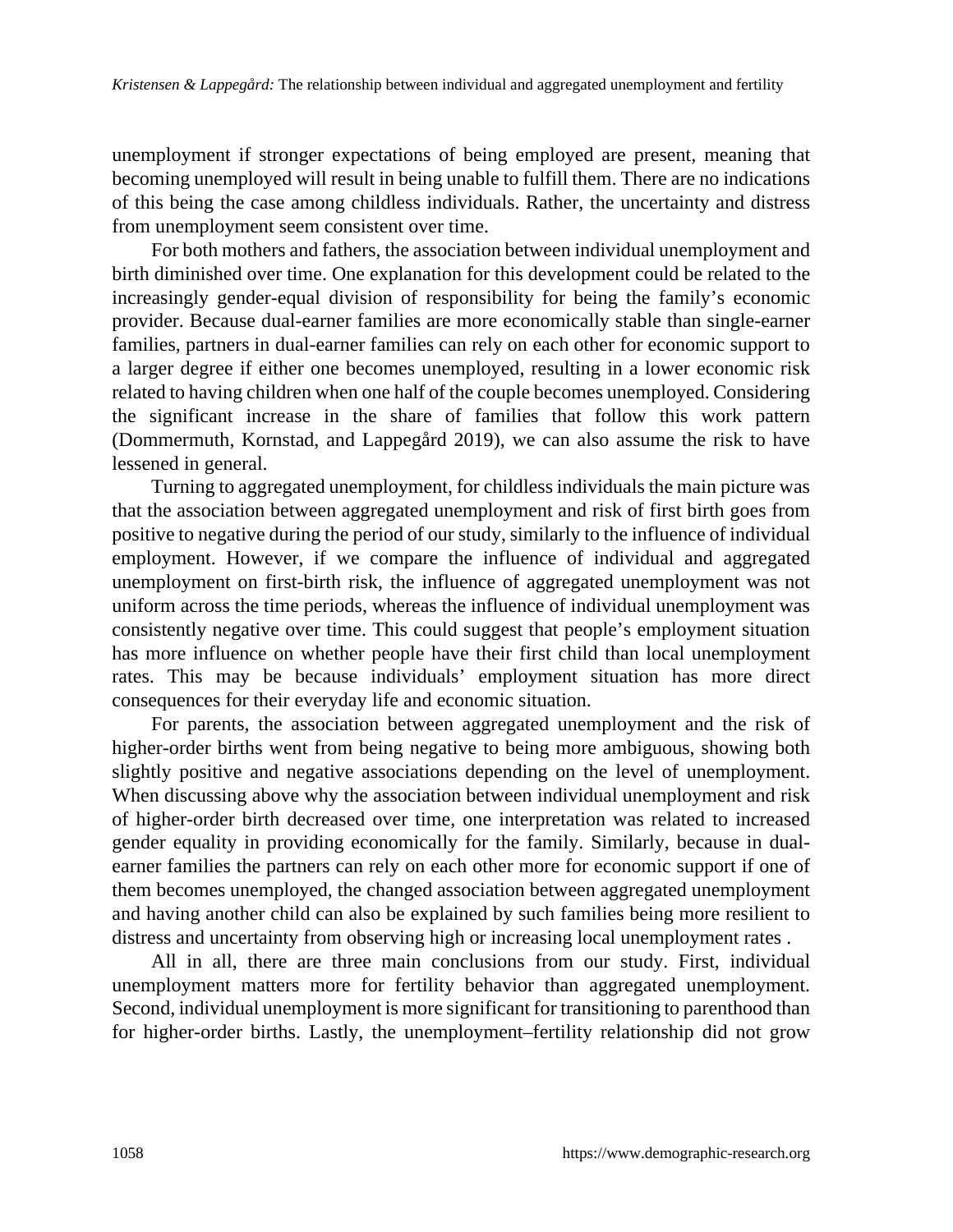unemployment if stronger expectations of being employed are present, meaning that becoming unemployed will result in being unable to fulfill them. There are no indications of this being the case among childless individuals. Rather, the uncertainty and distress from unemployment seem consistent over time.

For both mothers and fathers, the association between individual unemployment and birth diminished over time. One explanation for this development could be related to the increasingly gender-equal division of responsibility for being the family's economic provider. Because dual-earner families are more economically stable than single-earner families, partners in dual-earner families can rely on each other for economic support to a larger degree if either one becomes unemployed, resulting in a lower economic risk related to having children when one half of the couple becomes unemployed. Considering the significant increase in the share of families that follow this work pattern (Dommermuth, Kornstad, and Lappegård 2019), we can also assume the risk to have lessened in general.

Turning to aggregated unemployment, for childless individuals the main picture was that the association between aggregated unemployment and risk of first birth goes from positive to negative during the period of our study, similarly to the influence of individual employment. However, if we compare the influence of individual and aggregated unemployment on first-birth risk, the influence of aggregated unemployment was not uniform across the time periods, whereas the influence of individual unemployment was consistently negative over time. This could suggest that people's employment situation has more influence on whether people have their first child than local unemployment rates. This may be because individuals' employment situation has more direct consequences for their everyday life and economic situation.

For parents, the association between aggregated unemployment and the risk of higher-order births went from being negative to being more ambiguous, showing both slightly positive and negative associations depending on the level of unemployment. When discussing above why the association between individual unemployment and risk of higher-order birth decreased over time, one interpretation was related to increased gender equality in providing economically for the family. Similarly, because in dual-earner families the partners can rely on each other more for economic support if one of them becomes unemployed, the changed association between aggregated unemployment and having another child can also be explained by such families being more resilient to distress and uncertainty from observing high or increasing local unemployment rates .

All in all, there are three main conclusions from our study. First, individual unemployment matters more for fertility behavior than aggregated unemployment. Second, individual unemployment is more significant for transitioning to parenthood than for higher-order births. Lastly, the unemployment–fertility relationship did not grow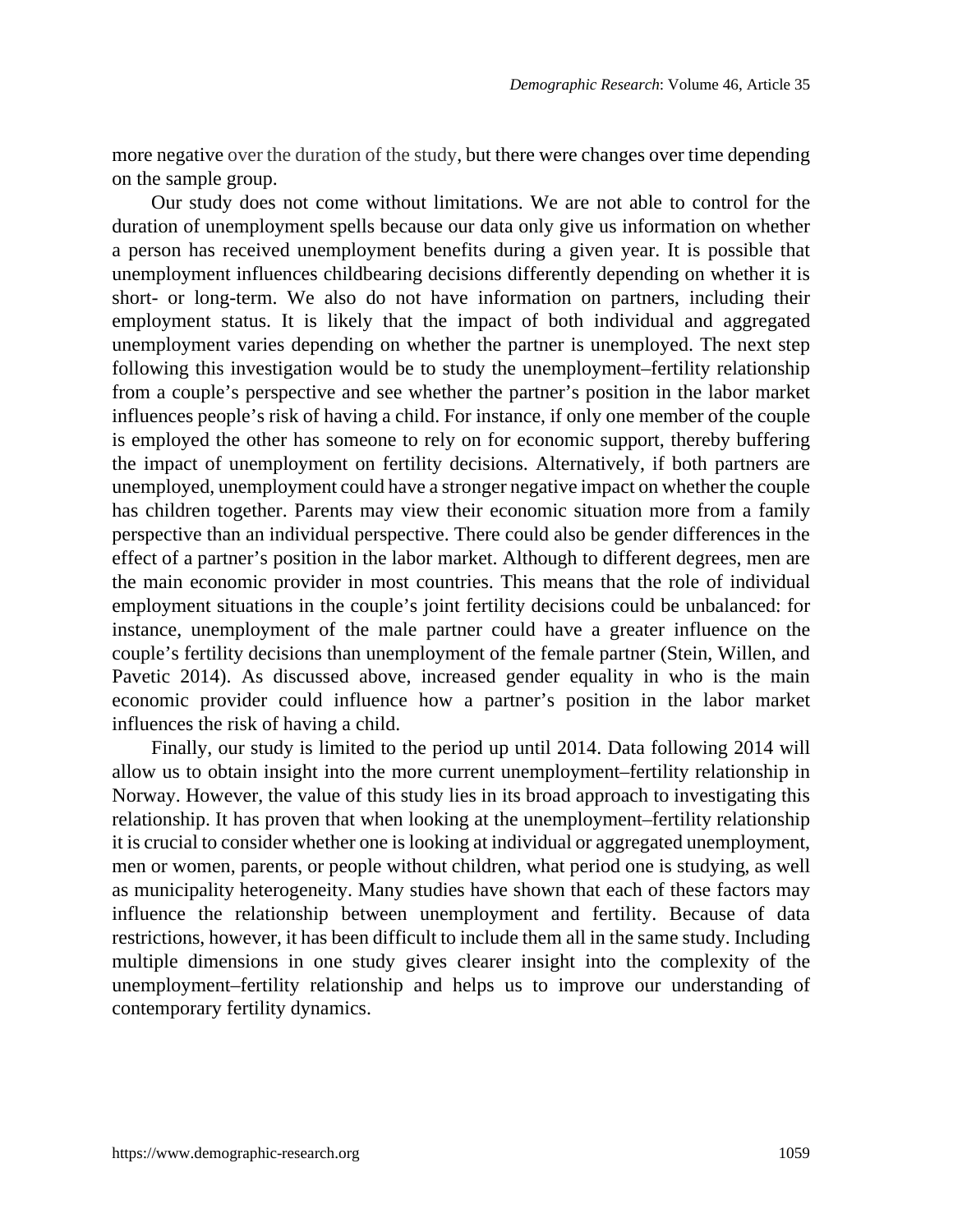more negative over the duration of the study, but there were changes over time depending on the sample group.

Our study does not come without limitations. We are not able to control for the duration of unemployment spells because our data only give us information on whether a person has received unemployment benefits during a given year. It is possible that unemployment influences childbearing decisions differently depending on whether it is short- or long-term. We also do not have information on partners, including their employment status. It is likely that the impact of both individual and aggregated unemployment varies depending on whether the partner is unemployed. The next step following this investigation would be to study the unemployment–fertility relationship from a couple's perspective and see whether the partner's position in the labor market influences people's risk of having a child. For instance, if only one member of the couple is employed the other has someone to rely on for economic support, thereby buffering the impact of unemployment on fertility decisions. Alternatively, if both partners are unemployed, unemployment could have a stronger negative impact on whether the couple has children together. Parents may view their economic situation more from a family perspective than an individual perspective. There could also be gender differences in the effect of a partner's position in the labor market. Although to different degrees, men are the main economic provider in most countries. This means that the role of individual employment situations in the couple's joint fertility decisions could be unbalanced: for instance, unemployment of the male partner could have a greater influence on the couple's fertility decisions than unemployment of the female partner (Stein, Willen, and Pavetic 2014). As discussed above, increased gender equality in who is the main economic provider could influence how a partner's position in the labor market influences the risk of having a child.

Finally, our study is limited to the period up until 2014. Data following 2014 will allow us to obtain insight into the more current unemployment–fertility relationship in Norway. However, the value of this study lies in its broad approach to investigating this relationship. It has proven that when looking at the unemployment–fertility relationship it is crucial to consider whether one is looking at individual or aggregated unemployment, men or women, parents, or people without children, what period one is studying, as well as municipality heterogeneity. Many studies have shown that each of these factors may influence the relationship between unemployment and fertility. Because of data restrictions, however, it has been difficult to include them all in the same study. Including multiple dimensions in one study gives clearer insight into the complexity of the unemployment–fertility relationship and helps us to improve our understanding of contemporary fertility dynamics.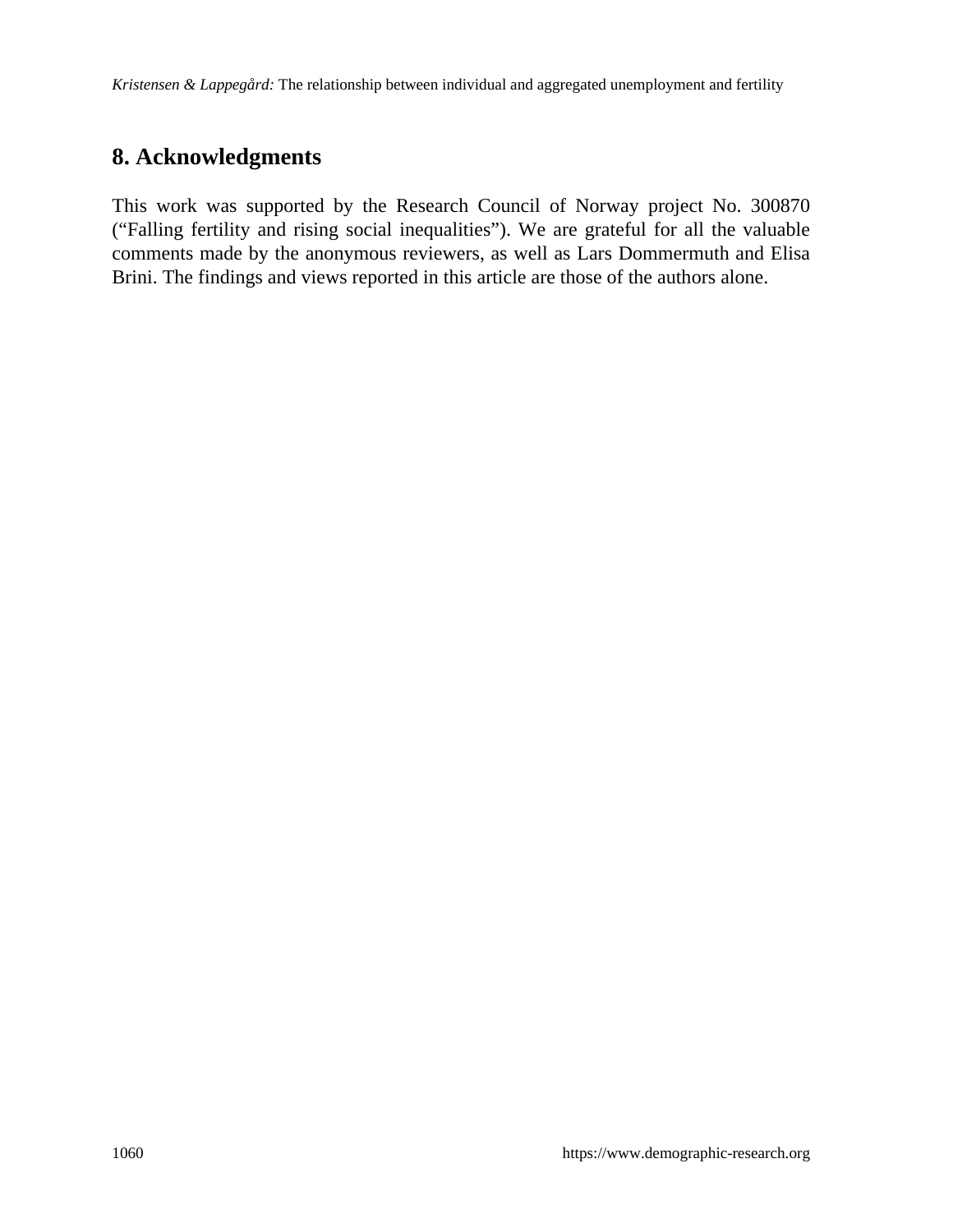## 8. Acknowledgments

This work was supported by the Research Council of Norway project No. 300870 (“Falling fertility and rising social inequalities”). We are grateful for all the valuable comments made by the anonymous reviewers, as well as Lars Dommermuth and Elisa Brini. The findings and views reported in this article are those of the authors alone.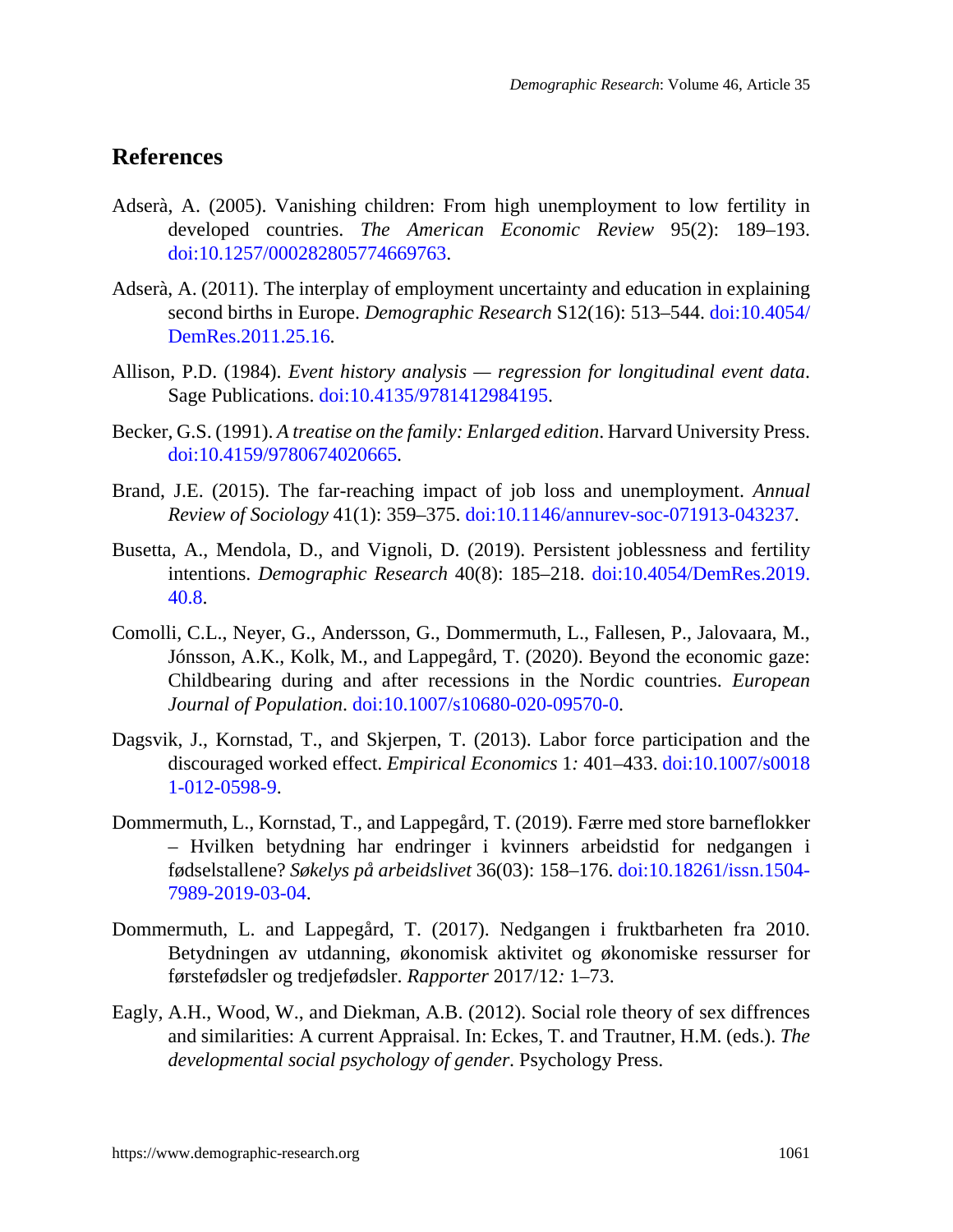## References

Adserà, A. (2005). Vanishing children: From high unemployment to low fertility in developed countries. *The American Economic Review* 95(2): 189–193. doi:10.1257/000282805774669763.

Adserà, A. (2011). The interplay of employment uncertainty and education in explaining second births in Europe. *Demographic Research* S12(16): 513–544. doi:10.4054/DemRes.2011.25.16.

Allison, P.D. (1984). *Event history analysis — regression for longitudinal event data*. Sage Publications. doi:10.4135/9781412984195.

Becker, G.S. (1991). *A treatise on the family: Enlarged edition*. Harvard University Press. doi:10.4159/9780674020665.

Brand, J.E. (2015). The far-reaching impact of job loss and unemployment. *Annual Review of Sociology* 41(1): 359–375. doi:10.1146/annurev-soc-071913-043237.

Busetta, A., Mendola, D., and Vignoli, D. (2019). Persistent joblessness and fertility intentions. *Demographic Research* 40(8): 185–218. doi:10.4054/DemRes.2019.40.8.

Comolli, C.L., Neyer, G., Andersson, G., Dommermuth, L., Fallesen, P., Jalovaara, M., Jónsson, A.K., Kolk, M., and Lappegård, T. (2020). Beyond the economic gaze: Childbearing during and after recessions in the Nordic countries. *European Journal of Population*. doi:10.1007/s10680-020-09570-0.

Dagsvik, J., Kornstad, T., and Skjerpen, T. (2013). Labor force participation and the discouraged worked effect. *Empirical Economics* 1*:* 401–433. doi:10.1007/s00181-012-0598-9.

Dommermuth, L., Kornstad, T., and Lappegård, T. (2019). Færre med store barneflokker – Hvilken betydning har endringer i kvinners arbeidstid for nedgangen i fødselstallene? *Søkelys på arbeidslivet* 36(03): 158–176. doi:10.18261/issn.1504-7989-2019-03-04.

Dommermuth, L. and Lappegård, T. (2017). Nedgangen i fruktbarheten fra 2010. Betydningen av utdanning, økonomisk aktivitet og økonomiske ressurser for førstefødsler og tredjefødsler. *Rapporter* 2017/12*:* 1–73.

Eagly, A.H., Wood, W., and Diekman, A.B. (2012). Social role theory of sex diffrences and similarities: A current Appraisal. In: Eckes, T. and Trautner, H.M. (eds.). *The developmental social psychology of gender*. Psychology Press.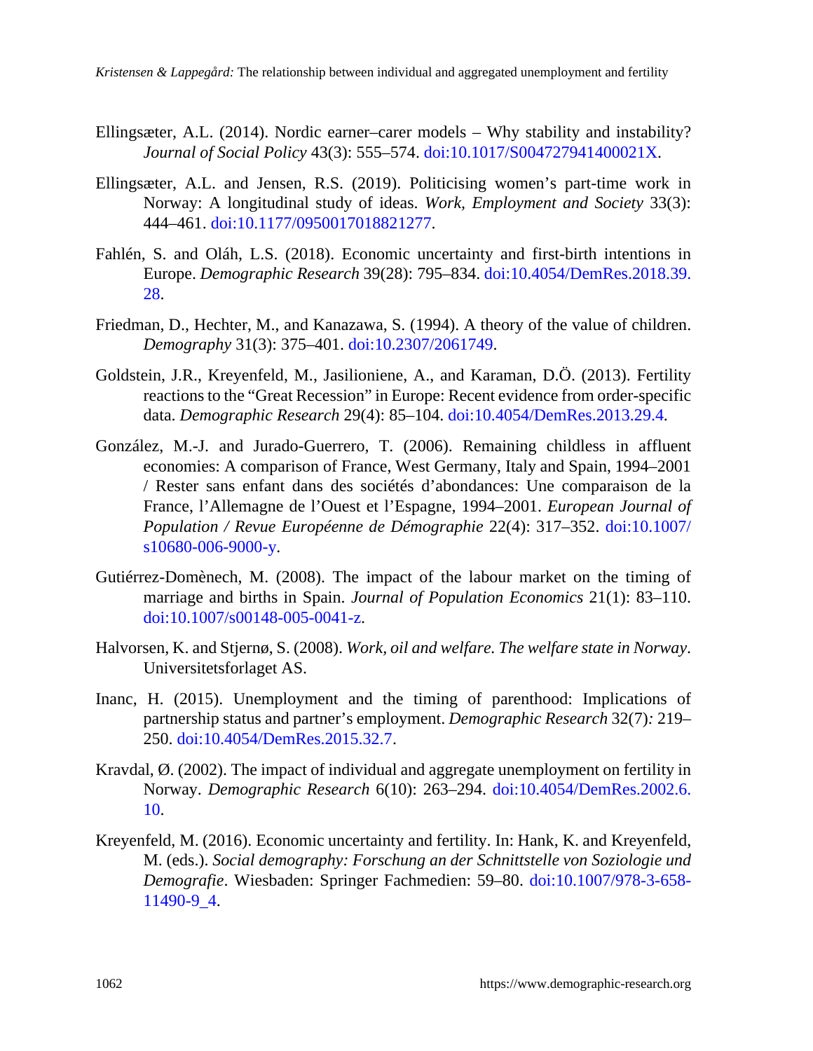Ellingsæter, A.L. (2014). Nordic earner–carer models – Why stability and instability? *Journal of Social Policy* 43(3): 555–574. doi:10.1017/S004727941400021X.

Ellingsæter, A.L. and Jensen, R.S. (2019). Politicising women's part-time work in Norway: A longitudinal study of ideas. *Work, Employment and Society* 33(3): 444–461. doi:10.1177/0950017018821277.

Fahlén, S. and Oláh, L.S. (2018). Economic uncertainty and first-birth intentions in Europe. *Demographic Research* 39(28): 795–834. doi:10.4054/DemRes.2018.39.28.

Friedman, D., Hechter, M., and Kanazawa, S. (1994). A theory of the value of children. *Demography* 31(3): 375–401. doi:10.2307/2061749.

Goldstein, J.R., Kreyenfeld, M., Jasilioniene, A., and Karaman, D.Ö. (2013). Fertility reactions to the "Great Recession" in Europe: Recent evidence from order-specific data. *Demographic Research* 29(4): 85–104. doi:10.4054/DemRes.2013.29.4.

González, M.-J. and Jurado-Guerrero, T. (2006). Remaining childless in affluent economies: A comparison of France, West Germany, Italy and Spain, 1994–2001 / Rester sans enfant dans des sociétés d'abondances: Une comparaison de la France, l'Allemagne de l'Ouest et l'Espagne, 1994–2001. *European Journal of Population / Revue Européenne de Démographie* 22(4): 317–352. doi:10.1007/s10680-006-9000-y.

Gutiérrez-Domènech, M. (2008). The impact of the labour market on the timing of marriage and births in Spain. *Journal of Population Economics* 21(1): 83–110. doi:10.1007/s00148-005-0041-z.

Halvorsen, K. and Stjernø, S. (2008). *Work, oil and welfare. The welfare state in Norway*. Universitetsforlaget AS.

Inanc, H. (2015). Unemployment and the timing of parenthood: Implications of partnership status and partner's employment. *Demographic Research* 32(7): 219–250. doi:10.4054/DemRes.2015.32.7.

Kravdal, Ø. (2002). The impact of individual and aggregate unemployment on fertility in Norway. *Demographic Research* 6(10): 263–294. doi:10.4054/DemRes.2002.6.10.

Kreyenfeld, M. (2016). Economic uncertainty and fertility. In: Hank, K. and Kreyenfeld, M. (eds.). *Social demography: Forschung an der Schnittstelle von Soziologie und Demografie*. Wiesbaden: Springer Fachmedien: 59–80. doi:10.1007/978-3-658-11490-9_4.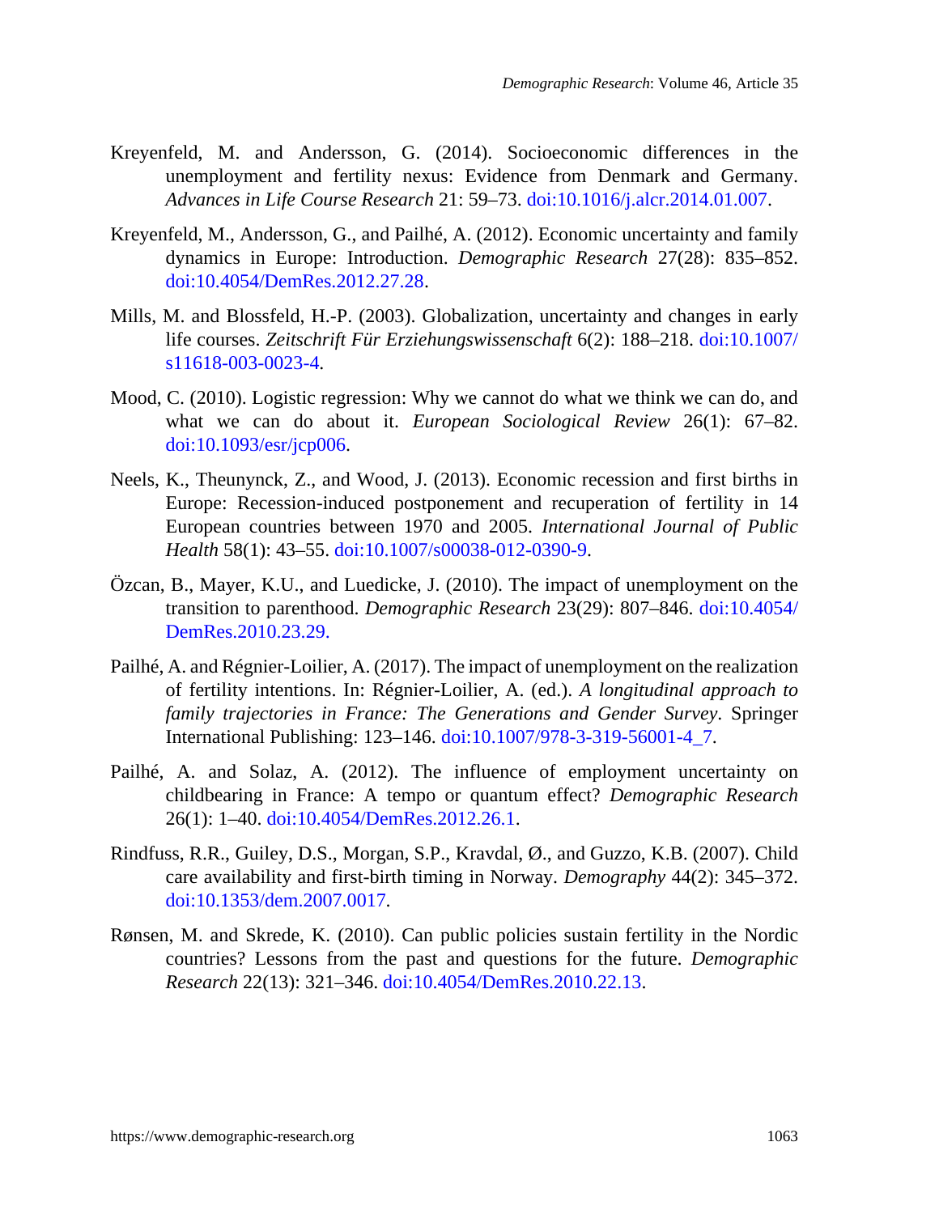Kreyenfeld, M. and Andersson, G. (2014). Socioeconomic differences in the unemployment and fertility nexus: Evidence from Denmark and Germany. *Advances in Life Course Research* 21: 59–73. doi:10.1016/j.alcr.2014.01.007.

Kreyenfeld, M., Andersson, G., and Pailhé, A. (2012). Economic uncertainty and family dynamics in Europe: Introduction. *Demographic Research* 27(28): 835–852. doi:10.4054/DemRes.2012.27.28.

Mills, M. and Blossfeld, H.-P. (2003). Globalization, uncertainty and changes in early life courses. *Zeitschrift Für Erziehungswissenschaft* 6(2): 188–218. doi:10.1007/s11618-003-0023-4.

Mood, C. (2010). Logistic regression: Why we cannot do what we think we can do, and what we can do about it. *European Sociological Review* 26(1): 67–82. doi:10.1093/esr/jcp006.

Neels, K., Theunynck, Z., and Wood, J. (2013). Economic recession and first births in Europe: Recession-induced postponement and recuperation of fertility in 14 European countries between 1970 and 2005. *International Journal of Public Health* 58(1): 43–55. doi:10.1007/s00038-012-0390-9.

Özcan, B., Mayer, K.U., and Luedicke, J. (2010). The impact of unemployment on the transition to parenthood. *Demographic Research* 23(29): 807–846. doi:10.4054/DemRes.2010.23.29.

Pailhé, A. and Régnier-Loilier, A. (2017). The impact of unemployment on the realization of fertility intentions. In: Régnier-Loilier, A. (ed.). *A longitudinal approach to family trajectories in France: The Generations and Gender Survey*. Springer International Publishing: 123–146. doi:10.1007/978-3-319-56001-4_7.

Pailhé, A. and Solaz, A. (2012). The influence of employment uncertainty on childbearing in France: A tempo or quantum effect? *Demographic Research* 26(1): 1–40. doi:10.4054/DemRes.2012.26.1.

Rindfuss, R.R., Guiley, D.S., Morgan, S.P., Kravdal, Ø., and Guzzo, K.B. (2007). Child care availability and first-birth timing in Norway. *Demography* 44(2): 345–372. doi:10.1353/dem.2007.0017.

Rønsen, M. and Skrede, K. (2010). Can public policies sustain fertility in the Nordic countries? Lessons from the past and questions for the future. *Demographic Research* 22(13): 321–346. doi:10.4054/DemRes.2010.22.13.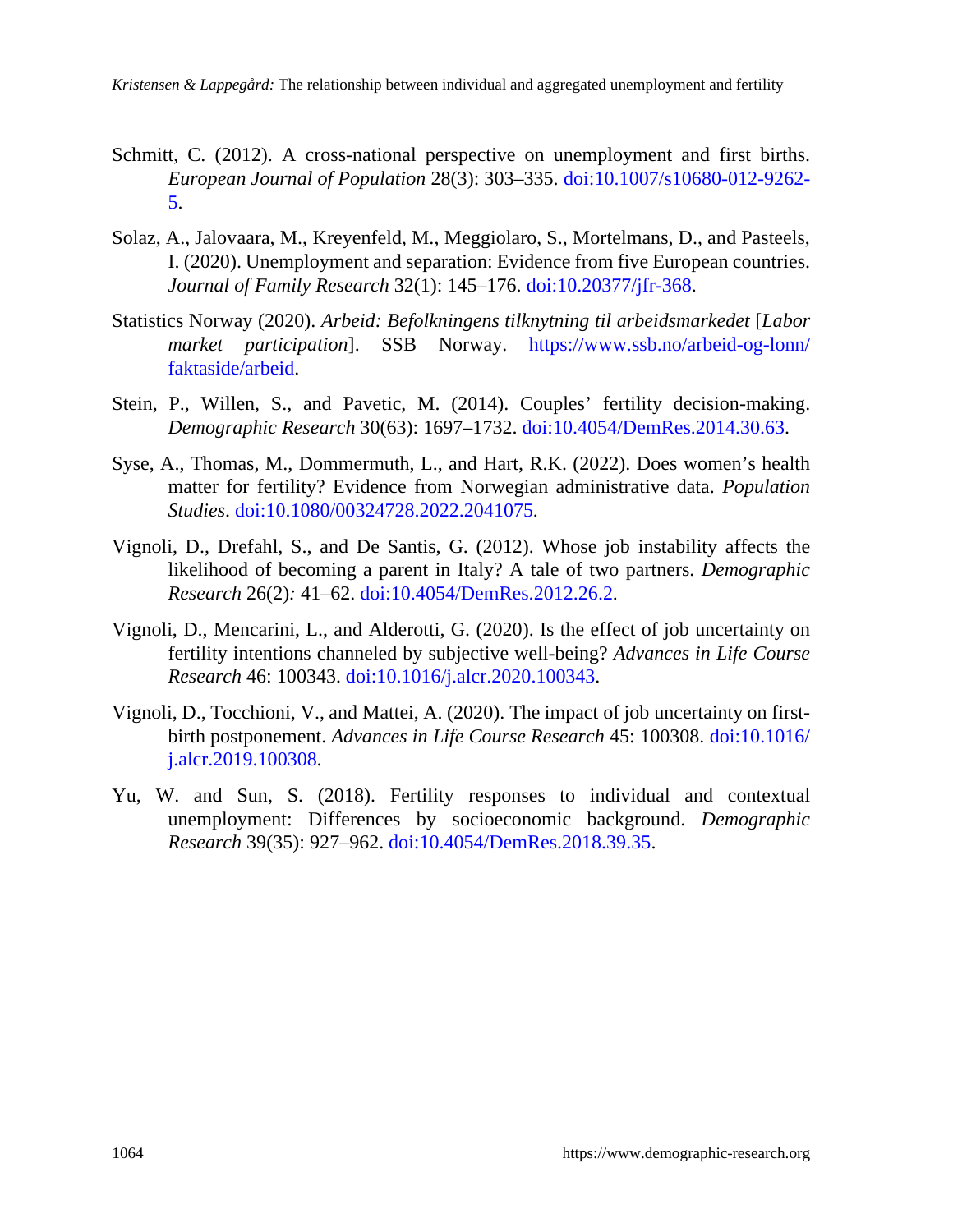Schmitt, C. (2012). A cross-national perspective on unemployment and first births. *European Journal of Population* 28(3): 303–335. doi:10.1007/s10680-012-9262-5.

Solaz, A., Jalovaara, M., Kreyenfeld, M., Meggiolaro, S., Mortelmans, D., and Pasteels, I. (2020). Unemployment and separation: Evidence from five European countries. *Journal of Family Research* 32(1): 145–176. doi:10.20377/jfr-368.

Statistics Norway (2020). *Arbeid: Befolkningens tilknytning til arbeidsmarkedet* [*Labor market participation*]. SSB Norway. https://www.ssb.no/arbeid-og-lonn/faktaside/arbeid.

Stein, P., Willen, S., and Pavetic, M. (2014). Couples' fertility decision-making. *Demographic Research* 30(63): 1697–1732. doi:10.4054/DemRes.2014.30.63.

Syse, A., Thomas, M., Dommermuth, L., and Hart, R.K. (2022). Does women's health matter for fertility? Evidence from Norwegian administrative data. *Population Studies*. doi:10.1080/00324728.2022.2041075.

Vignoli, D., Drefahl, S., and De Santis, G. (2012). Whose job instability affects the likelihood of becoming a parent in Italy? A tale of two partners. *Demographic Research* 26(2): 41–62. doi:10.4054/DemRes.2012.26.2.

Vignoli, D., Mencarini, L., and Alderotti, G. (2020). Is the effect of job uncertainty on fertility intentions channeled by subjective well-being? *Advances in Life Course Research* 46: 100343. doi:10.1016/j.alcr.2020.100343.

Vignoli, D., Tocchioni, V., and Mattei, A. (2020). The impact of job uncertainty on first-birth postponement. *Advances in Life Course Research* 45: 100308. doi:10.1016/j.alcr.2019.100308.

Yu, W. and Sun, S. (2018). Fertility responses to individual and contextual unemployment: Differences by socioeconomic background. *Demographic Research* 39(35): 927–962. doi:10.4054/DemRes.2018.39.35.